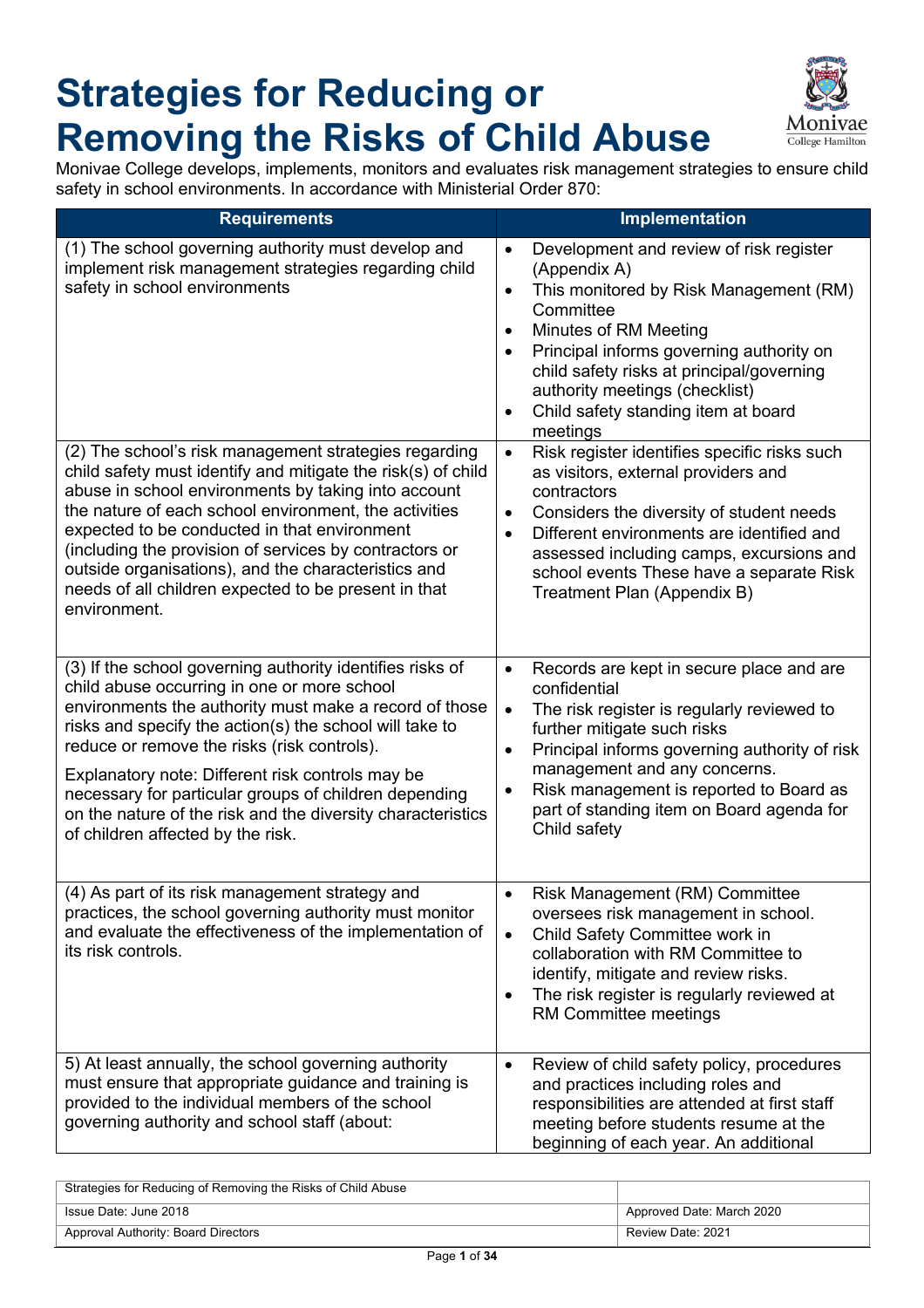# Strategies for Reducing or Removing the Risks of Child Abuse

Monivae College develops, implements, monitors and evaluates risk management strategies to ensure child safety in school environments. In accordance with Ministerial Order 870:

| Requirements | Implementation |
|---|---|
| (1) The school governing authority must develop and implement risk management strategies regarding child safety in school environments | • Development and review of risk register (Appendix A)<br>• This monitored by Risk Management (RM) Committee<br>• Minutes of RM Meeting<br>• Principal informs governing authority on child safety risks at principal/governing authority meetings (checklist)<br>• Child safety standing item at board meetings |
| (2) The school's risk management strategies regarding child safety must identify and mitigate the risk(s) of child abuse in school environments by taking into account the nature of each school environment, the activities expected to be conducted in that environment (including the provision of services by contractors or outside organisations), and the characteristics and needs of all children expected to be present in that environment. | • Risk register identifies specific risks such as visitors, external providers and contractors<br>• Considers the diversity of student needs<br>• Different environments are identified and assessed including camps, excursions and school events These have a separate Risk Treatment Plan (Appendix B) |
| (3) If the school governing authority identifies risks of child abuse occurring in one or more school environments the authority must make a record of those risks and specify the action(s) the school will take to reduce or remove the risks (risk controls).<br><br>Explanatory note: Different risk controls may be necessary for particular groups of children depending on the nature of the risk and the diversity characteristics of children affected by the risk. | • Records are kept in secure place and are confidential<br>• The risk register is regularly reviewed to further mitigate such risks<br>• Principal informs governing authority of risk management and any concerns.<br>• Risk management is reported to Board as part of standing item on Board agenda for Child safety |
| (4) As part of its risk management strategy and practices, the school governing authority must monitor and evaluate the effectiveness of the implementation of its risk controls. | • Risk Management (RM) Committee oversees risk management in school.<br>• Child Safety Committee work in collaboration with RM Committee to identify, mitigate and review risks.<br>• The risk register is regularly reviewed at RM Committee meetings |
| 5) At least annually, the school governing authority must ensure that appropriate guidance and training is provided to the individual members of the school governing authority and school staff (about: | • Review of child safety policy, procedures and practices including roles and responsibilities are attended at first staff meeting before students resume at the beginning of each year. An additional |

| Strategies for Reducing of Removing the Risks of Child Abuse | |
|---|---|
| Issue Date: June 2018 | Approved Date: March 2020 |
| Approval Authority: Board Directors | Review Date: 2021 |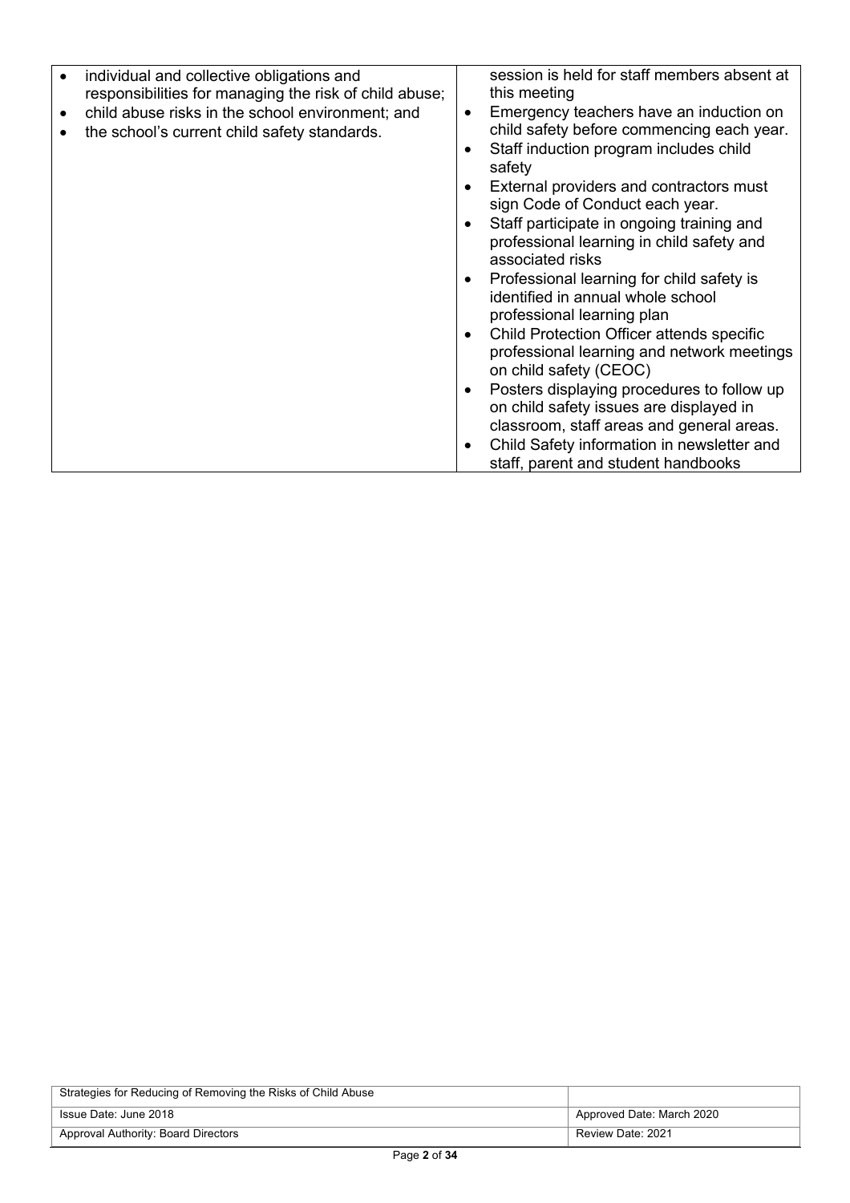| | |
|---|---|
| • individual and collective obligations and responsibilities for managing the risk of child abuse;<br>• child abuse risks in the school environment; and<br>• the school's current child safety standards. | session is held for staff members absent at this meeting<br>• Emergency teachers have an induction on child safety before commencing each year.<br>• Staff induction program includes child safety<br>• External providers and contractors must sign Code of Conduct each year.<br>• Staff participate in ongoing training and professional learning in child safety and associated risks<br>• Professional learning for child safety is identified in annual whole school professional learning plan<br>• Child Protection Officer attends specific professional learning and network meetings on child safety (CEOC)<br>• Posters displaying procedures to follow up on child safety issues are displayed in classroom, staff areas and general areas.<br>• Child Safety information in newsletter and staff, parent and student handbooks |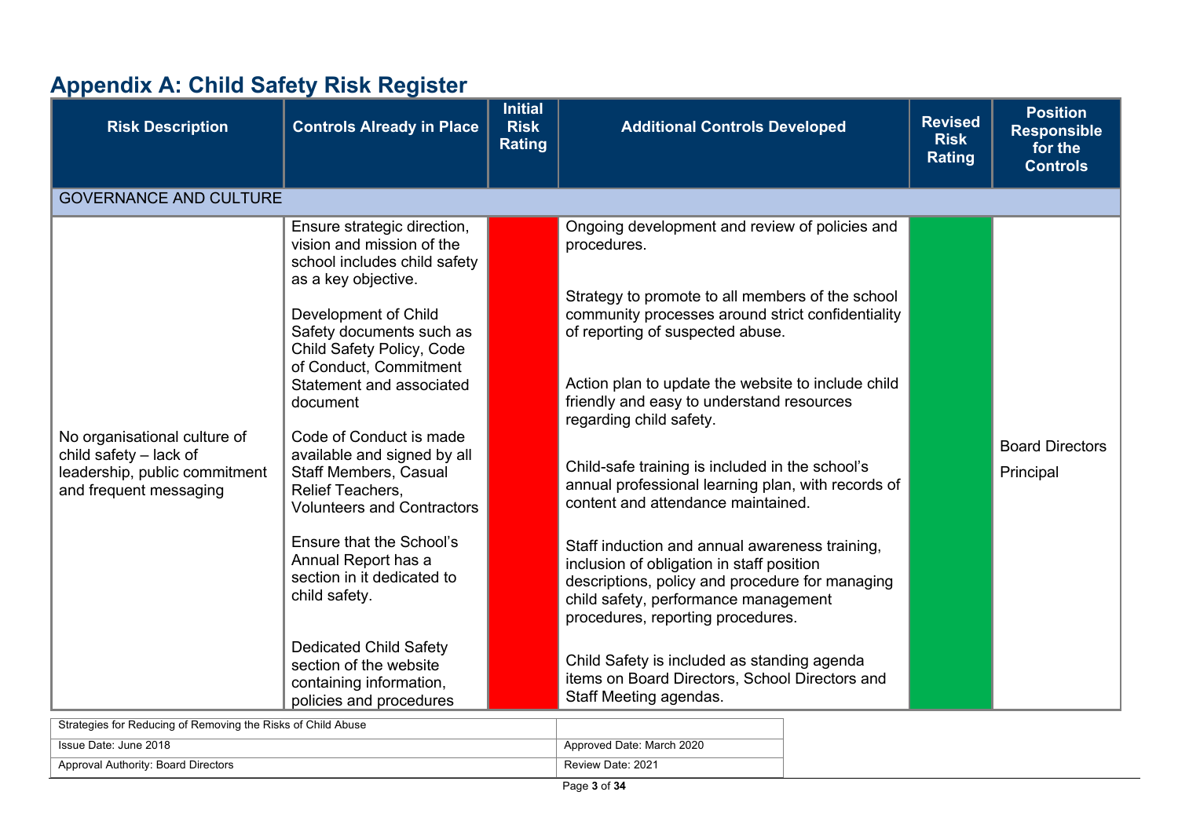# Appendix A: Child Safety Risk Register

| Risk Description | Controls Already in Place | Initial Risk Rating | Additional Controls Developed | Revised Risk Rating | Position Responsible for the Controls |
|---|---|---|---|---|---|
| GOVERNANCE AND CULTURE | | | | | |
| No organisational culture of child safety – lack of leadership, public commitment and frequent messaging | Ensure strategic direction, vision and mission of the school includes child safety as a key objective.<br><br>Development of Child Safety documents such as Child Safety Policy, Code of Conduct, Commitment Statement and associated document<br><br>Code of Conduct is made available and signed by all Staff Members, Casual Relief Teachers, Volunteers and Contractors<br><br>Ensure that the School's Annual Report has a section in it dedicated to child safety.<br><br>Dedicated Child Safety section of the website containing information, policies and procedures | | Ongoing development and review of policies and procedures.<br><br>Strategy to promote to all members of the school community processes around strict confidentiality of reporting of suspected abuse.<br><br>Action plan to update the website to include child friendly and easy to understand resources regarding child safety.<br><br>Child-safe training is included in the school's annual professional learning plan, with records of content and attendance maintained.<br><br>Staff induction and annual awareness training, inclusion of obligation in staff position descriptions, policy and procedure for managing child safety, performance management procedures, reporting procedures.<br><br>Child Safety is included as standing agenda items on Board Directors, School Directors and Staff Meeting agendas. | | Board Directors<br><br>Principal |

| Strategies for Reducing of Removing the Risks of Child Abuse | |
|---|---|
| Issue Date: June 2018 | Approved Date: March 2020 |
| Approval Authority: Board Directors | Review Date: 2021 |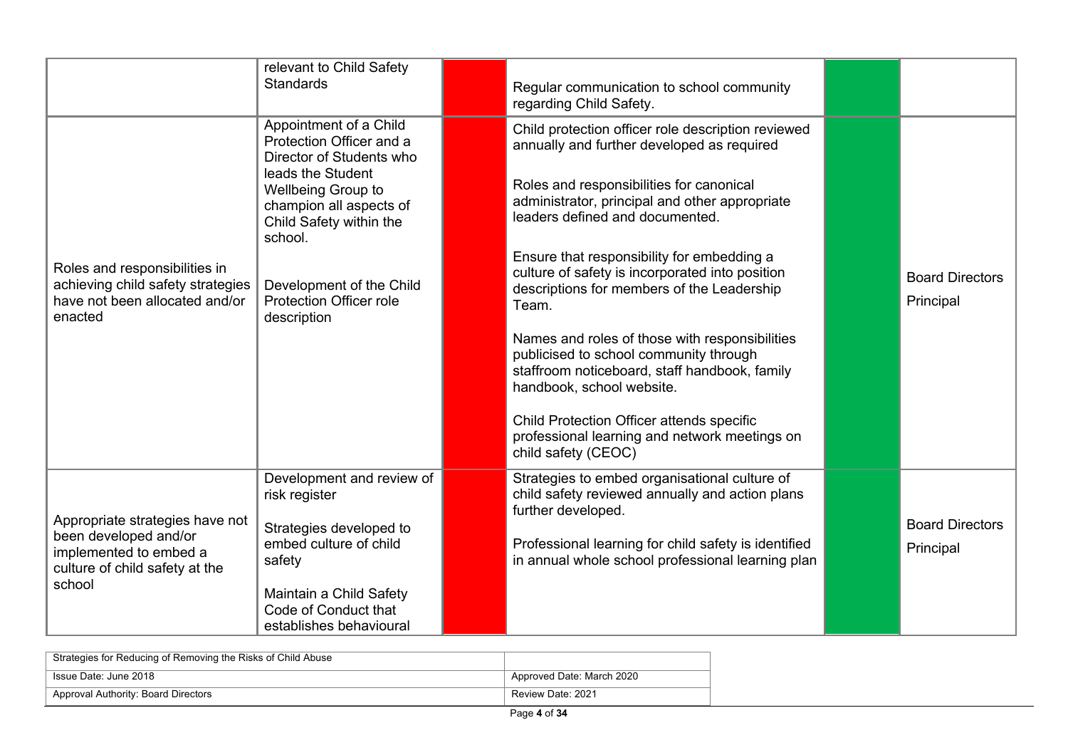| | | | | | |
|---|---|---|---|---|---|
| | relevant to Child Safety Standards | | Regular communication to school community regarding Child Safety. | | |
| Roles and responsibilities in achieving child safety strategies have not been allocated and/or enacted | Appointment of a Child Protection Officer and a Director of Students who leads the Student Wellbeing Group to champion all aspects of Child Safety within the school.<br><br>Development of the Child Protection Officer role description | | Child protection officer role description reviewed annually and further developed as required<br><br>Roles and responsibilities for canonical administrator, principal and other appropriate leaders defined and documented.<br><br>Ensure that responsibility for embedding a culture of safety is incorporated into position descriptions for members of the Leadership Team.<br><br>Names and roles of those with responsibilities publicised to school community through staffroom noticeboard, staff handbook, family handbook, school website.<br><br>Child Protection Officer attends specific professional learning and network meetings on child safety (CEOC) | | Board Directors<br><br>Principal |
| Appropriate strategies have not been developed and/or implemented to embed a culture of child safety at the school | Development and review of risk register<br><br>Strategies developed to embed culture of child safety<br><br>Maintain a Child Safety Code of Conduct that establishes behavioural | | Strategies to embed organisational culture of child safety reviewed annually and action plans further developed.<br><br>Professional learning for child safety is identified in annual whole school professional learning plan | | Board Directors<br><br>Principal |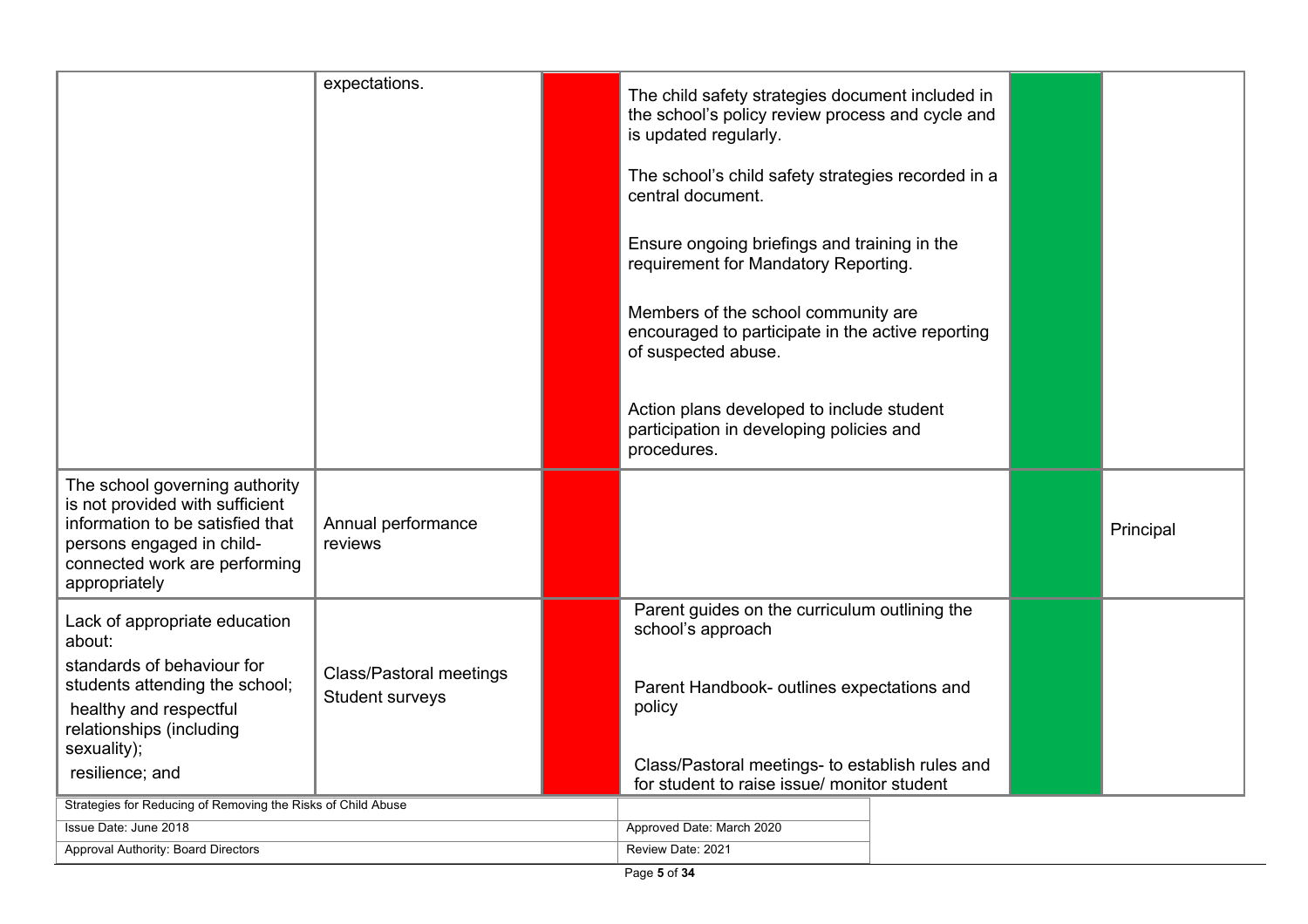| | | | | | |
|---|---|---|---|---|---|
| | expectations. | | The child safety strategies document included in the school's policy review process and cycle and is updated regularly.<br><br>The school's child safety strategies recorded in a central document.<br><br>Ensure ongoing briefings and training in the requirement for Mandatory Reporting.<br><br>Members of the school community are encouraged to participate in the active reporting of suspected abuse.<br><br>Action plans developed to include student participation in developing policies and procedures. | | |
| The school governing authority is not provided with sufficient information to be satisfied that persons engaged in child-connected work are performing appropriately | Annual performance reviews | | | | Principal |
| Lack of appropriate education about:<br>standards of behaviour for students attending the school;<br>healthy and respectful relationships (including sexuality);<br>resilience; and | Class/Pastoral meetings<br>Student surveys | | Parent guides on the curriculum outlining the school's approach<br><br>Parent Handbook- outlines expectations and policy<br><br>Class/Pastoral meetings- to establish rules and for student to raise issue/ monitor student | | |

| Strategies for Reducing of Removing the Risks of Child Abuse | |
|---|---|
| Issue Date: June 2018 | Approved Date: March 2020 |
| Approval Authority: Board Directors | Review Date: 2021 |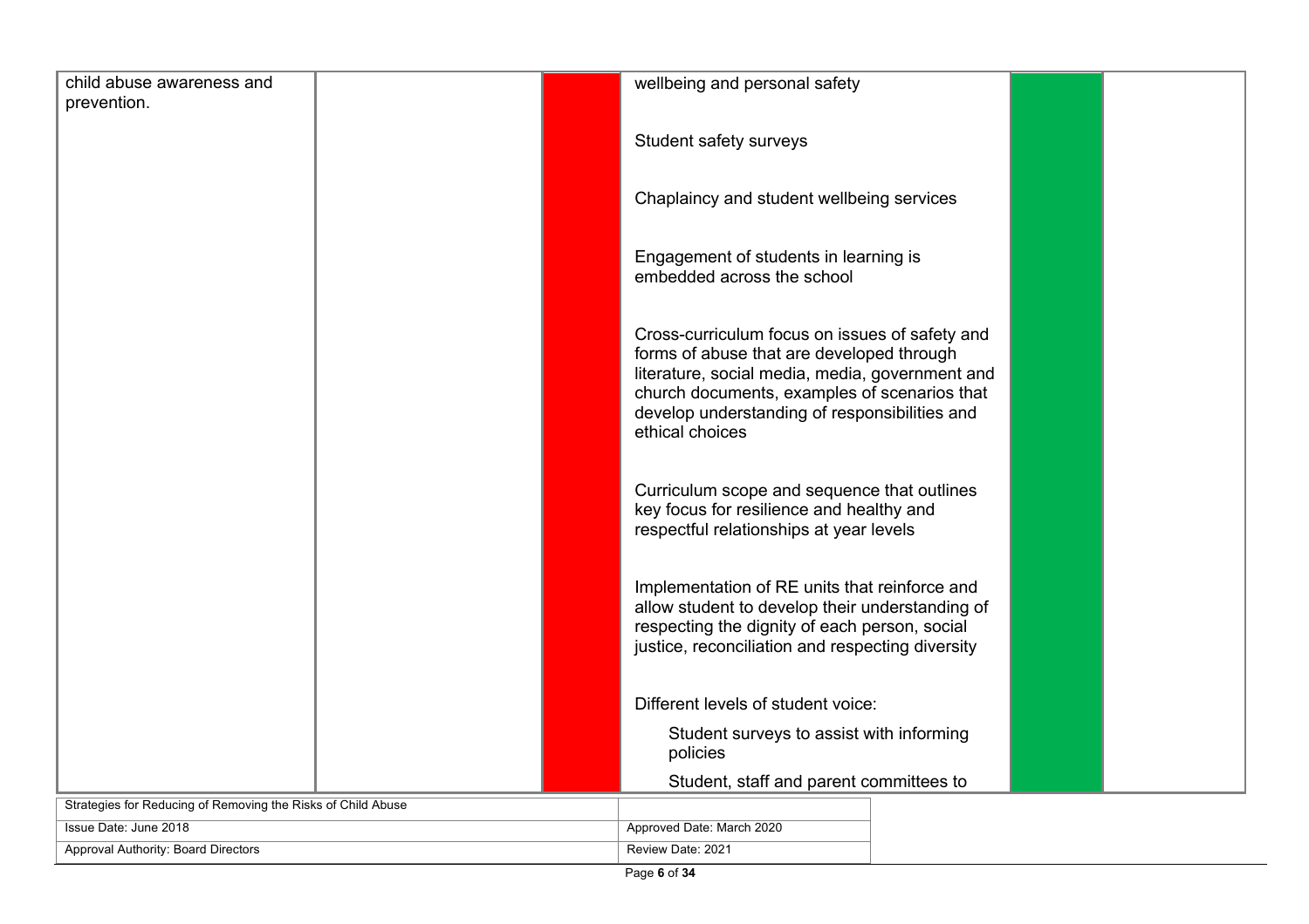| | | | | | |
|---|---|---|---|---|---|
| child abuse awareness and prevention. | | | wellbeing and personal safety<br><br>Student safety surveys<br><br>Chaplaincy and student wellbeing services<br><br>Engagement of students in learning is embedded across the school<br><br>Cross-curriculum focus on issues of safety and forms of abuse that are developed through literature, social media, media, government and church documents, examples of scenarios that develop understanding of responsibilities and ethical choices<br><br>Curriculum scope and sequence that outlines key focus for resilience and healthy and respectful relationships at year levels<br><br>Implementation of RE units that reinforce and allow student to develop their understanding of respecting the dignity of each person, social justice, reconciliation and respecting diversity<br><br>Different levels of student voice:<br>Student surveys to assist with informing policies<br>Student, staff and parent committees to | | |

| Strategies for Reducing of Removing the Risks of Child Abuse | |
|---|---|
| Issue Date: June 2018 | Approved Date: March 2020 |
| Approval Authority: Board Directors | Review Date: 2021 |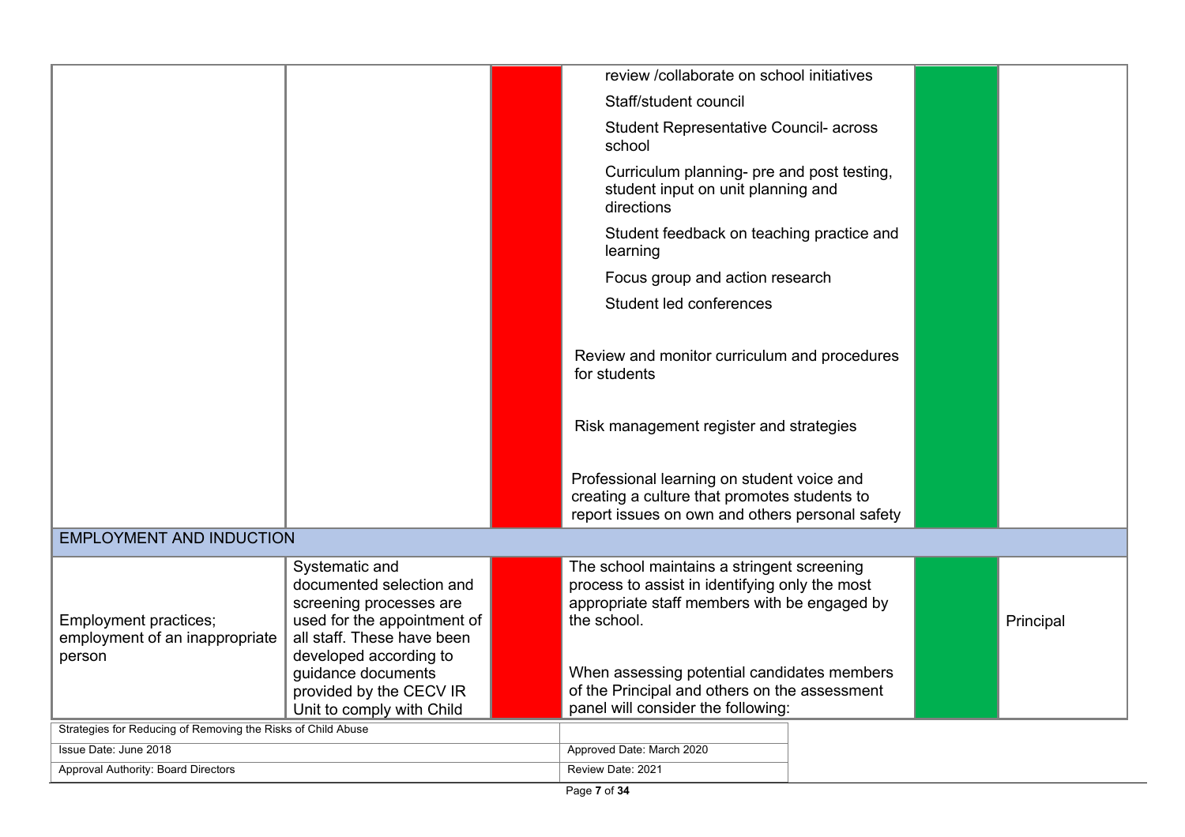| | | | | | |
|---|---|---|---|---|---|
| | | | review /collaborate on school initiatives<br><br>Staff/student council<br><br>Student Representative Council- across school<br><br>Curriculum planning- pre and post testing, student input on unit planning and directions<br><br>Student feedback on teaching practice and learning<br><br>Focus group and action research<br><br>Student led conferences<br><br>Review and monitor curriculum and procedures for students<br><br>Risk management register and strategies<br><br>Professional learning on student voice and creating a culture that promotes students to report issues on own and others personal safety | | |
| EMPLOYMENT AND INDUCTION | | | | | |
| Employment practices; employment of an inappropriate person | Systematic and documented selection and screening processes are used for the appointment of all staff. These have been developed according to guidance documents provided by the CECV IR Unit to comply with Child | | The school maintains a stringent screening process to assist in identifying only the most appropriate staff members with be engaged by the school.<br><br>When assessing potential candidates members of the Principal and others on the assessment panel will consider the following: | | Principal |

| Strategies for Reducing of Removing the Risks of Child Abuse | |
|---|---|
| Issue Date: June 2018 | Approved Date: March 2020 |
| Approval Authority: Board Directors | Review Date: 2021 |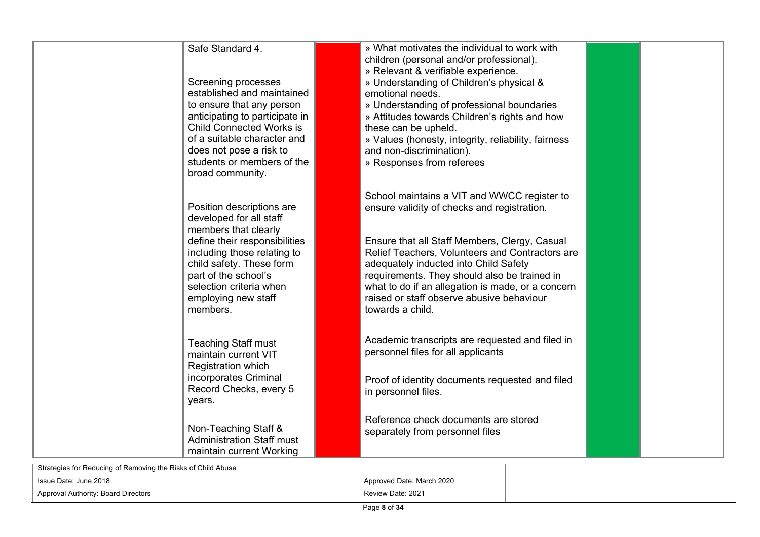| | | | | | |
|---|---|---|---|---|---|
| | Safe Standard 4.<br><br>Screening processes established and maintained to ensure that any person anticipating to participate in Child Connected Works is of a suitable character and does not pose a risk to students or members of the broad community.<br><br>Position descriptions are developed for all staff members that clearly define their responsibilities including those relating to child safety. These form part of the school's selection criteria when employing new staff members.<br><br>Teaching Staff must maintain current VIT Registration which incorporates Criminal Record Checks, every 5 years.<br><br>Non-Teaching Staff & Administration Staff must maintain current Working | | » What motivates the individual to work with children (personal and/or professional).<br>» Relevant & verifiable experience.<br>» Understanding of Children's physical & emotional needs.<br>» Understanding of professional boundaries<br>» Attitudes towards Children's rights and how these can be upheld.<br>» Values (honesty, integrity, reliability, fairness and non-discrimination).<br>» Responses from referees<br><br>School maintains a VIT and WWCC register to ensure validity of checks and registration.<br><br>Ensure that all Staff Members, Clergy, Casual Relief Teachers, Volunteers and Contractors are adequately inducted into Child Safety requirements. They should also be trained in what to do if an allegation is made, or a concern raised or staff observe abusive behaviour towards a child.<br><br>Academic transcripts are requested and filed in personnel files for all applicants<br><br>Proof of identity documents requested and filed in personnel files.<br><br>Reference check documents are stored separately from personnel files | | |

| Strategies for Reducing of Removing the Risks of Child Abuse | |
|---|---|
| Issue Date: June 2018 | Approved Date: March 2020 |
| Approval Authority: Board Directors | Review Date: 2021 |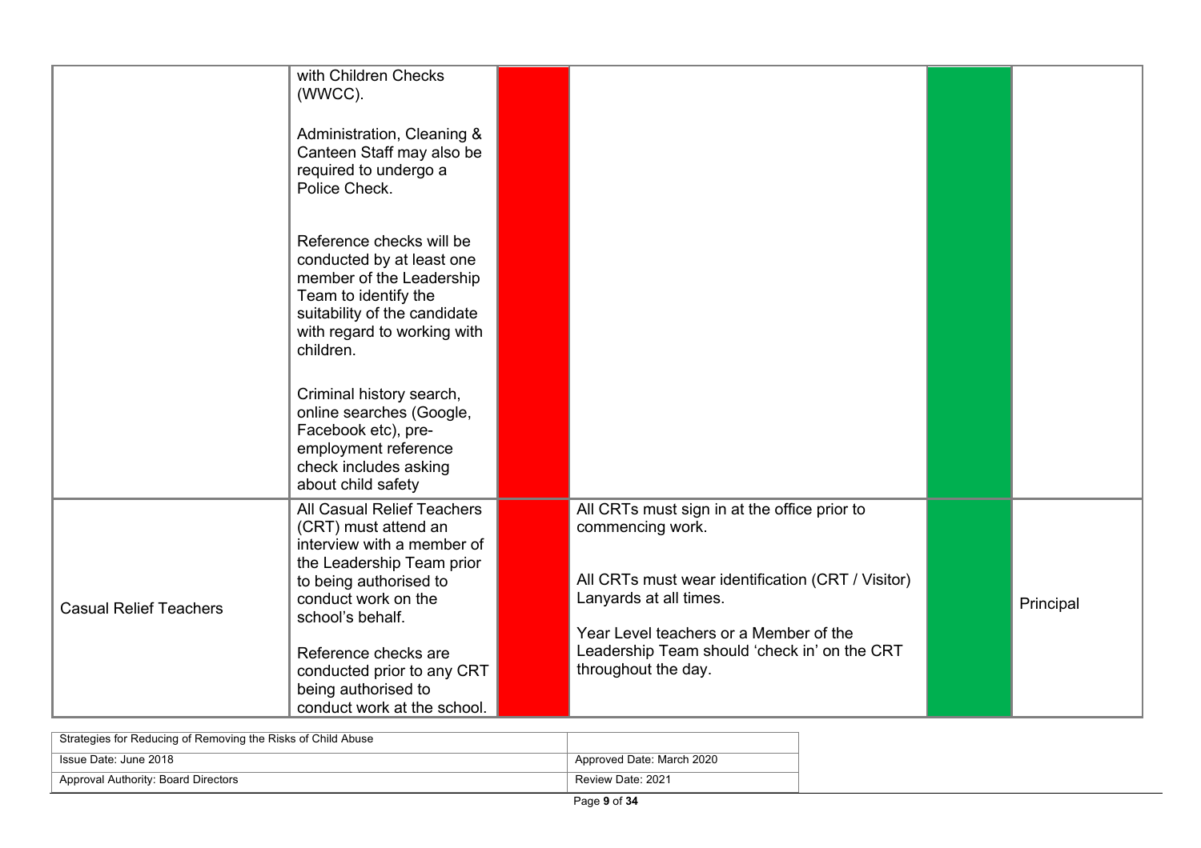|  |  |  |  |  |  |
|---|---|---|---|---|---|
|  | with Children Checks (WWCC).<br><br>Administration, Cleaning & Canteen Staff may also be required to undergo a Police Check.<br><br>Reference checks will be conducted by at least one member of the Leadership Team to identify the suitability of the candidate with regard to working with children.<br><br>Criminal history search, online searches (Google, Facebook etc), pre-employment reference check includes asking about child safety |  |  |  |  |
| Casual Relief Teachers | All Casual Relief Teachers (CRT) must attend an interview with a member of the Leadership Team prior to being authorised to conduct work on the school's behalf.<br><br>Reference checks are conducted prior to any CRT being authorised to conduct work at the school. |  | All CRTs must sign in at the office prior to commencing work.<br><br>All CRTs must wear identification (CRT / Visitor) Lanyards at all times.<br><br>Year Level teachers or a Member of the Leadership Team should 'check in' on the CRT throughout the day. |  | Principal |

| Strategies for Reducing of Removing the Risks of Child Abuse |  |
|---|---|
| Issue Date: June 2018 | Approved Date: March 2020 |
| Approval Authority: Board Directors | Review Date: 2021 |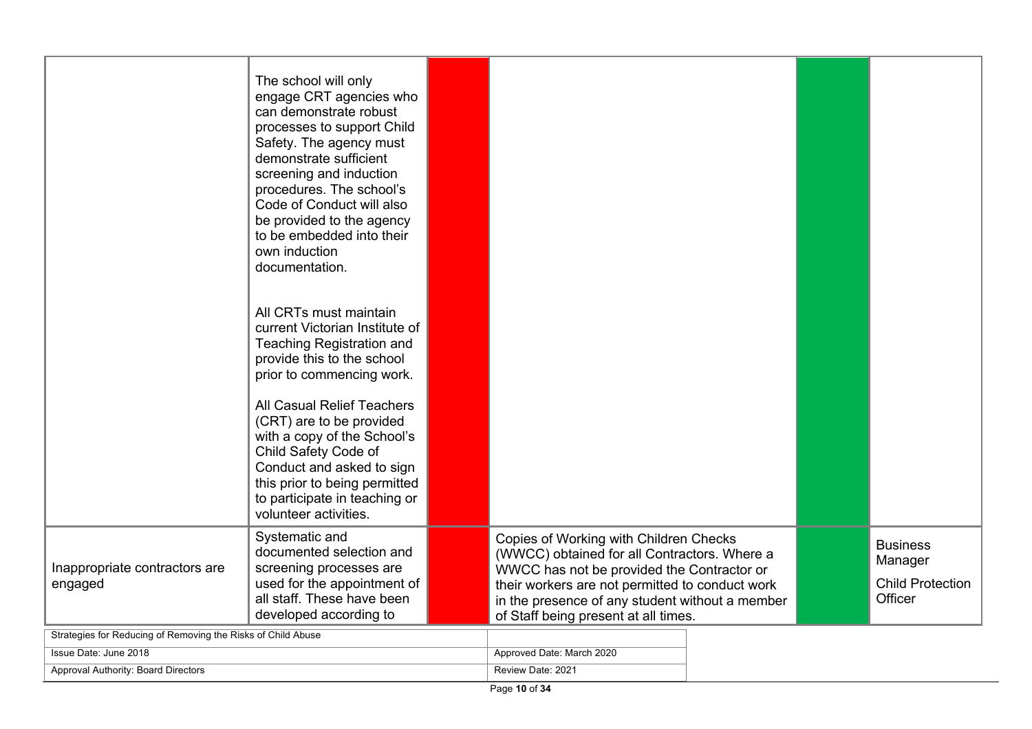| | | | | | |
|---|---|---|---|---|---|
| | The school will only engage CRT agencies who can demonstrate robust processes to support Child Safety. The agency must demonstrate sufficient screening and induction procedures. The school's Code of Conduct will also be provided to the agency to be embedded into their own induction documentation.<br><br>All CRTs must maintain current Victorian Institute of Teaching Registration and provide this to the school prior to commencing work.<br><br>All Casual Relief Teachers (CRT) are to be provided with a copy of the School's Child Safety Code of Conduct and asked to sign this prior to being permitted to participate in teaching or volunteer activities. | | | | |
| Inappropriate contractors are engaged | Systematic and documented selection and screening processes are used for the appointment of all staff. These have been developed according to | | Copies of Working with Children Checks (WWCC) obtained for all Contractors. Where a WWCC has not be provided the Contractor or their workers are not permitted to conduct work in the presence of any student without a member of Staff being present at all times. | | Business Manager<br><br>Child Protection Officer |

Strategies for Reducing of Removing the Risks of Child Abuse

| | |
|---|---|
| Issue Date: June 2018 | Approved Date: March 2020 |
| Approval Authority: Board Directors | Review Date: 2021 |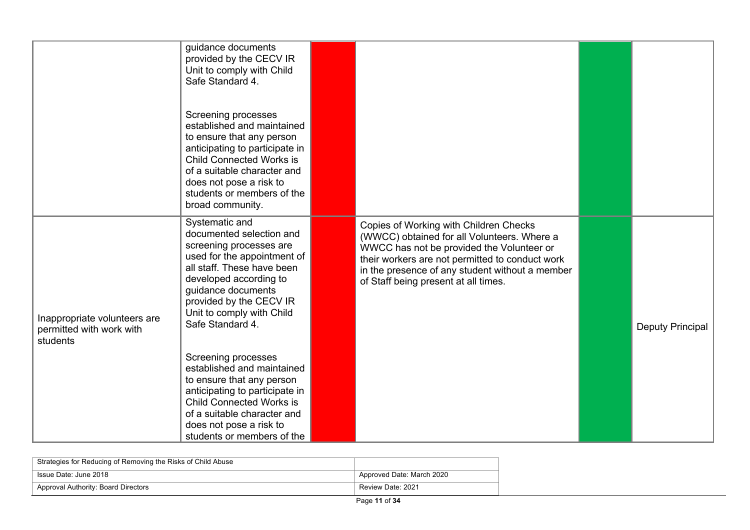| | | | | | |
|---|---|---|---|---|---|
| | guidance documents provided by the CECV IR Unit to comply with Child Safe Standard 4.<br><br>Screening processes established and maintained to ensure that any person anticipating to participate in Child Connected Works is of a suitable character and does not pose a risk to students or members of the broad community. | | | | |
| Inappropriate volunteers are permitted with work with students | Systematic and documented selection and screening processes are used for the appointment of all staff. These have been developed according to guidance documents provided by the CECV IR Unit to comply with Child Safe Standard 4.<br><br>Screening processes established and maintained to ensure that any person anticipating to participate in Child Connected Works is of a suitable character and does not pose a risk to students or members of the | | Copies of Working with Children Checks (WWCC) obtained for all Volunteers. Where a WWCC has not be provided the Volunteer or their workers are not permitted to conduct work in the presence of any student without a member of Staff being present at all times. | | Deputy Principal |

| | |
|---|---|
| Strategies for Reducing of Removing the Risks of Child Abuse | |
| Issue Date: June 2018 | Approved Date: March 2020 |
| Approval Authority: Board Directors | Review Date: 2021 |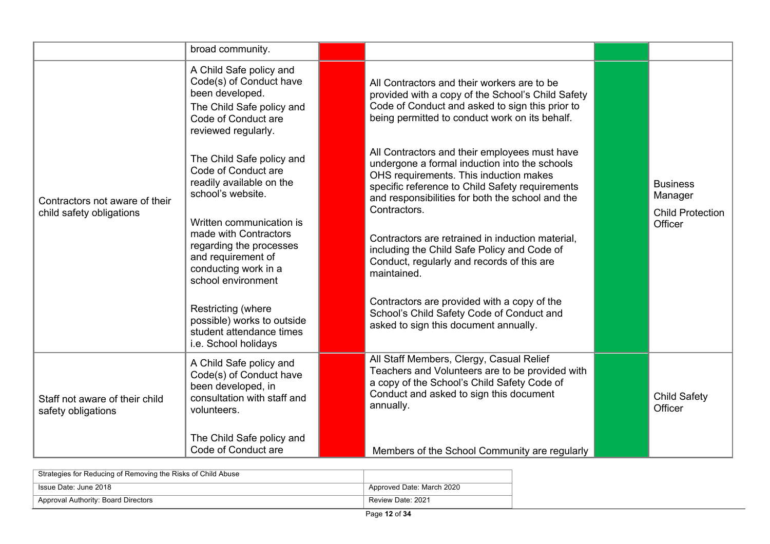| | | | | | |
|---|---|---|---|---|---|
| | broad community. | | | | |
| Contractors not aware of their child safety obligations | A Child Safe policy and Code(s) of Conduct have been developed.<br>The Child Safe policy and Code of Conduct are reviewed regularly.<br><br>The Child Safe policy and Code of Conduct are readily available on the school's website.<br><br>Written communication is made with Contractors regarding the processes and requirement of conducting work in a school environment<br><br>Restricting (where possible) works to outside student attendance times i.e. School holidays | | All Contractors and their workers are to be provided with a copy of the School's Child Safety Code of Conduct and asked to sign this prior to being permitted to conduct work on its behalf.<br><br>All Contractors and their employees must have undergone a formal induction into the schools OHS requirements. This induction makes specific reference to Child Safety requirements and responsibilities for both the school and the Contractors.<br><br>Contractors are retrained in induction material, including the Child Safe Policy and Code of Conduct, regularly and records of this are maintained.<br><br>Contractors are provided with a copy of the School's Child Safety Code of Conduct and asked to sign this document annually. | | Business Manager<br><br>Child Protection Officer |
| Staff not aware of their child safety obligations | A Child Safe policy and Code(s) of Conduct have been developed, in consultation with staff and volunteers.<br><br>The Child Safe policy and Code of Conduct are | | All Staff Members, Clergy, Casual Relief Teachers and Volunteers are to be provided with a copy of the School's Child Safety Code of Conduct and asked to sign this document annually.<br><br>Members of the School Community are regularly | | Child Safety Officer |

| | |
|---|---|
| Strategies for Reducing of Removing the Risks of Child Abuse | |
| Issue Date: June 2018 | Approved Date: March 2020 |
| Approval Authority: Board Directors | Review Date: 2021 |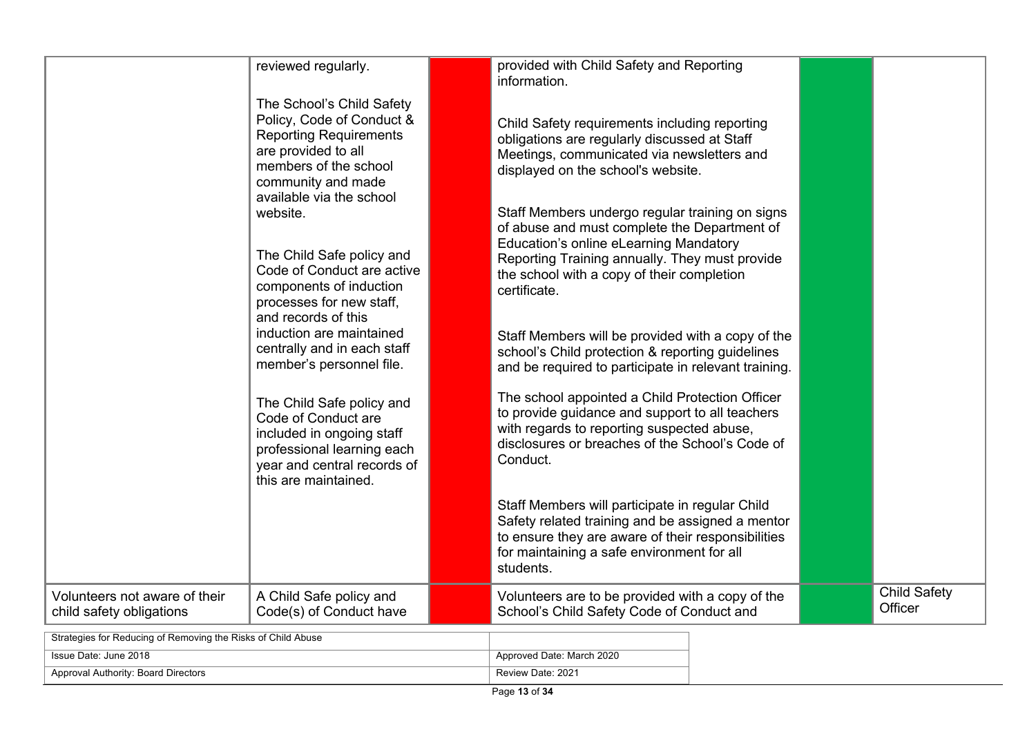| | | | | | |
|---|---|---|---|---|---|
| | reviewed regularly.<br><br>The School's Child Safety Policy, Code of Conduct & Reporting Requirements are provided to all members of the school community and made available via the school website.<br><br>The Child Safe policy and Code of Conduct are active components of induction processes for new staff, and records of this induction are maintained centrally and in each staff member's personnel file.<br><br>The Child Safe policy and Code of Conduct are included in ongoing staff professional learning each year and central records of this are maintained. | | provided with Child Safety and Reporting information.<br><br>Child Safety requirements including reporting obligations are regularly discussed at Staff Meetings, communicated via newsletters and displayed on the school's website.<br><br>Staff Members undergo regular training on signs of abuse and must complete the Department of Education's online eLearning Mandatory Reporting Training annually. They must provide the school with a copy of their completion certificate.<br><br>Staff Members will be provided with a copy of the school's Child protection & reporting guidelines and be required to participate in relevant training.<br><br>The school appointed a Child Protection Officer to provide guidance and support to all teachers with regards to reporting suspected abuse, disclosures or breaches of the School's Code of Conduct.<br><br>Staff Members will participate in regular Child Safety related training and be assigned a mentor to ensure they are aware of their responsibilities for maintaining a safe environment for all students. | | |
| Volunteers not aware of their child safety obligations | A Child Safe policy and Code(s) of Conduct have | | Volunteers are to be provided with a copy of the School's Child Safety Code of Conduct and | | Child Safety Officer |

| Strategies for Reducing of Removing the Risks of Child Abuse | |
|---|---|
| Issue Date: June 2018 | Approved Date: March 2020 |
| Approval Authority: Board Directors | Review Date: 2021 |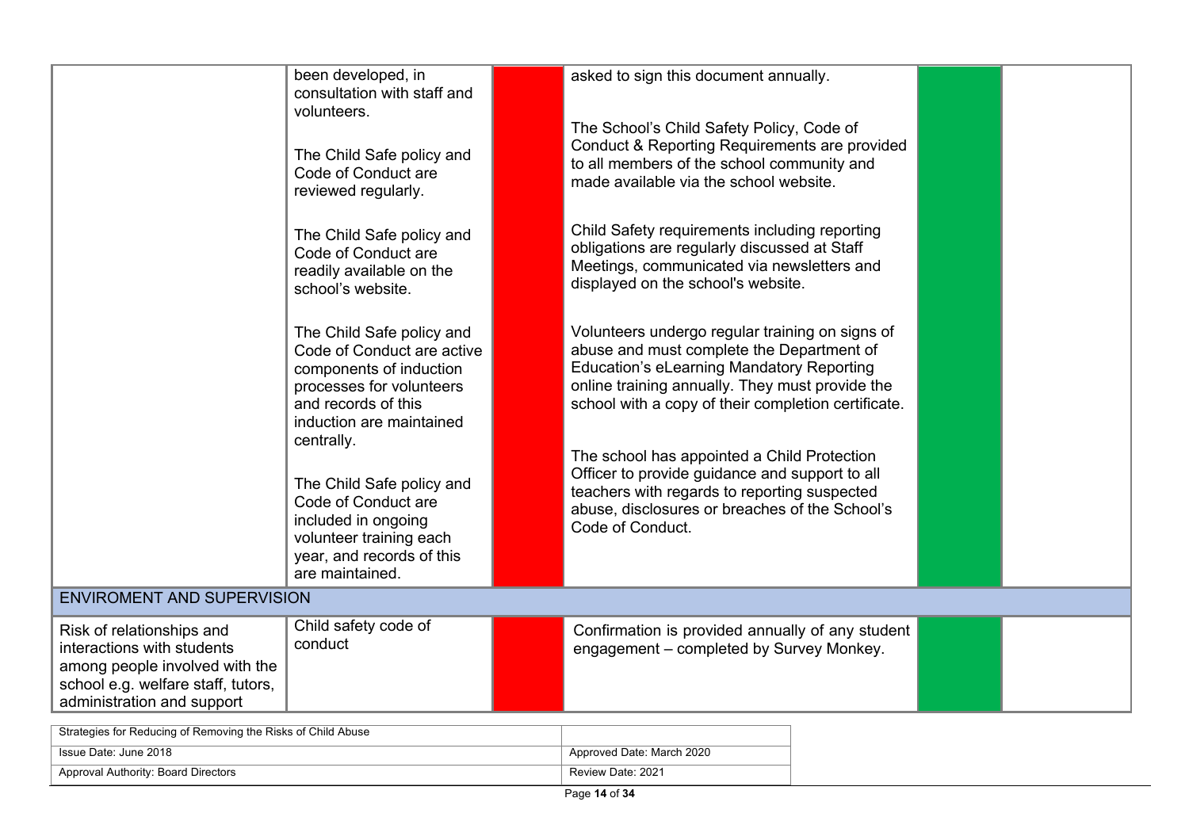| | | | | | |
|---|---|---|---|---|---|
| | been developed, in consultation with staff and volunteers.<br><br>The Child Safe policy and Code of Conduct are reviewed regularly.<br><br>The Child Safe policy and Code of Conduct are readily available on the school's website.<br><br>The Child Safe policy and Code of Conduct are active components of induction processes for volunteers and records of this induction are maintained centrally.<br><br>The Child Safe policy and Code of Conduct are included in ongoing volunteer training each year, and records of this are maintained. | | asked to sign this document annually.<br><br>The School's Child Safety Policy, Code of Conduct & Reporting Requirements are provided to all members of the school community and made available via the school website.<br><br>Child Safety requirements including reporting obligations are regularly discussed at Staff Meetings, communicated via newsletters and displayed on the school's website.<br><br>Volunteers undergo regular training on signs of abuse and must complete the Department of Education's eLearning Mandatory Reporting online training annually. They must provide the school with a copy of their completion certificate.<br><br>The school has appointed a Child Protection Officer to provide guidance and support to all teachers with regards to reporting suspected abuse, disclosures or breaches of the School's Code of Conduct. | | |
| **ENVIROMENT AND SUPERVISION** | | | | | |
| Risk of relationships and interactions with students among people involved with the school e.g. welfare staff, tutors, administration and support | Child safety code of conduct | | Confirmation is provided annually of any student engagement – completed by Survey Monkey. | | |

| | |
|---|---|
| Strategies for Reducing of Removing the Risks of Child Abuse | |
| Issue Date: June 2018 | Approved Date: March 2020 |
| Approval Authority: Board Directors | Review Date: 2021 |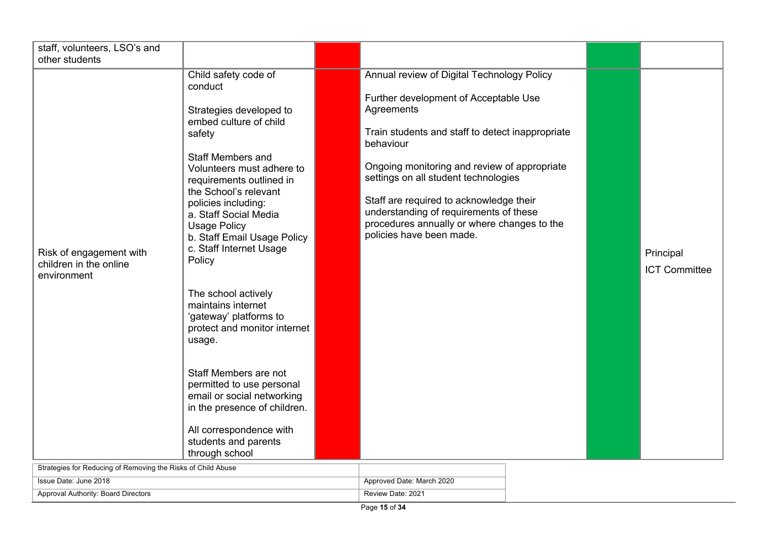| | | | | | |
|---|---|---|---|---|---|
| staff, volunteers, LSO's and other students | | | | | |
| Risk of engagement with children in the online environment | Child safety code of conduct<br><br>Strategies developed to embed culture of child safety<br><br>Staff Members and Volunteers must adhere to requirements outlined in the School's relevant policies including:<br>a. Staff Social Media Usage Policy<br>b. Staff Email Usage Policy<br>c. Staff Internet Usage Policy<br><br>The school actively maintains internet 'gateway' platforms to protect and monitor internet usage.<br><br>Staff Members are not permitted to use personal email or social networking in the presence of children.<br><br>All correspondence with students and parents through school | | Annual review of Digital Technology Policy<br><br>Further development of Acceptable Use Agreements<br><br>Train students and staff to detect inappropriate behaviour<br><br>Ongoing monitoring and review of appropriate settings on all student technologies<br><br>Staff are required to acknowledge their understanding of requirements of these procedures annually or where changes to the policies have been made. | | Principal<br>ICT Committee |

| Strategies for Reducing of Removing the Risks of Child Abuse | |
|---|---|
| Issue Date: June 2018 | Approved Date: March 2020 |
| Approval Authority: Board Directors | Review Date: 2021 |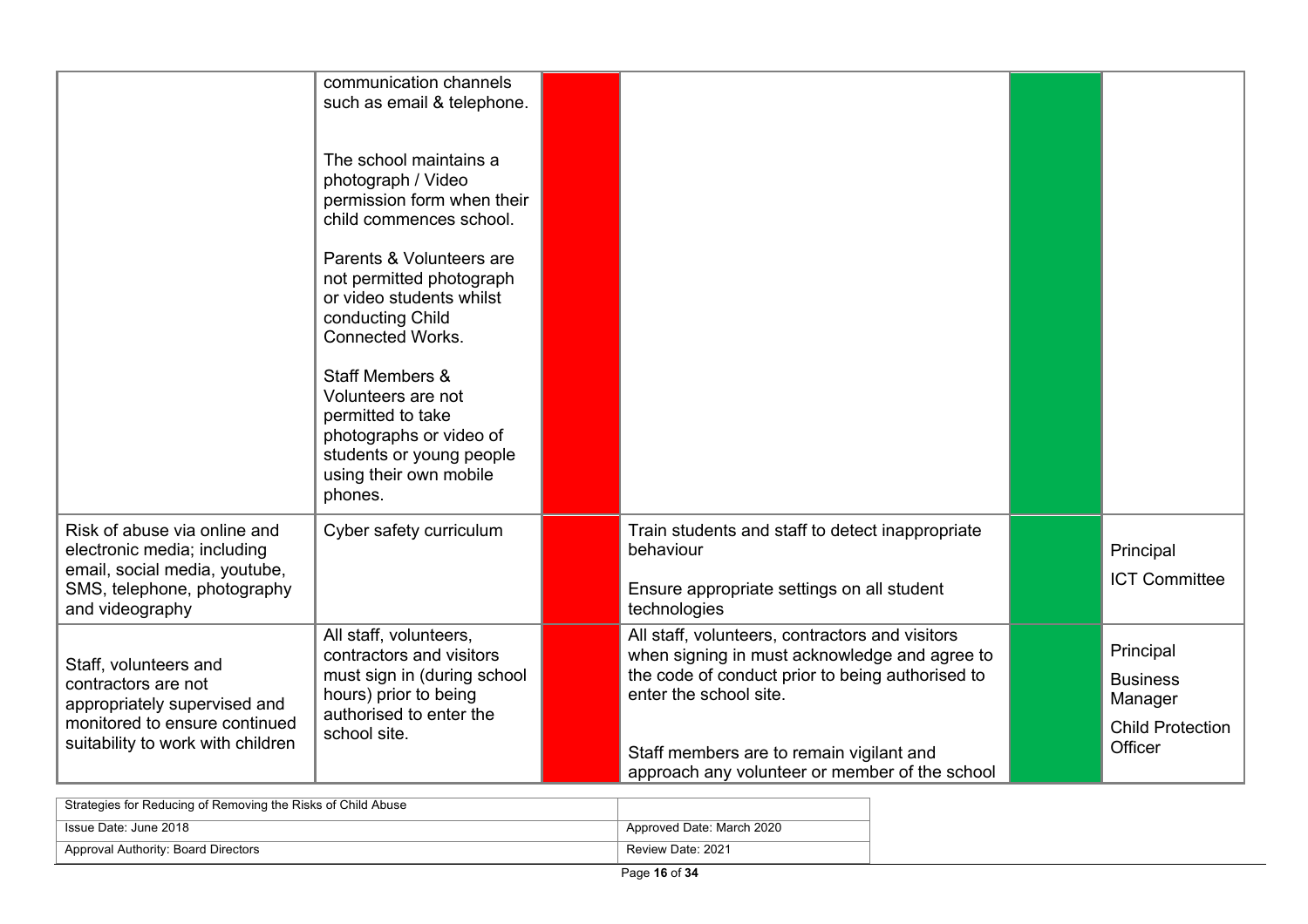| | | | | | |
|---|---|---|---|---|---|
| | communication channels such as email & telephone.<br><br>The school maintains a photograph / Video permission form when their child commences school.<br><br>Parents & Volunteers are not permitted photograph or video students whilst conducting Child Connected Works.<br><br>Staff Members & Volunteers are not permitted to take photographs or video of students or young people using their own mobile phones. | | | | |
| Risk of abuse via online and electronic media; including email, social media, youtube, SMS, telephone, photography and videography | Cyber safety curriculum | | Train students and staff to detect inappropriate behaviour<br><br>Ensure appropriate settings on all student technologies | | Principal<br><br>ICT Committee |
| Staff, volunteers and contractors are not appropriately supervised and monitored to ensure continued suitability to work with children | All staff, volunteers, contractors and visitors must sign in (during school hours) prior to being authorised to enter the school site. | | All staff, volunteers, contractors and visitors when signing in must acknowledge and agree to the code of conduct prior to being authorised to enter the school site.<br><br>Staff members are to remain vigilant and approach any volunteer or member of the school | | Principal<br><br>Business Manager<br><br>Child Protection Officer |

| Strategies for Reducing of Removing the Risks of Child Abuse | |
|---|---|
| Issue Date: June 2018 | Approved Date: March 2020 |
| Approval Authority: Board Directors | Review Date: 2021 |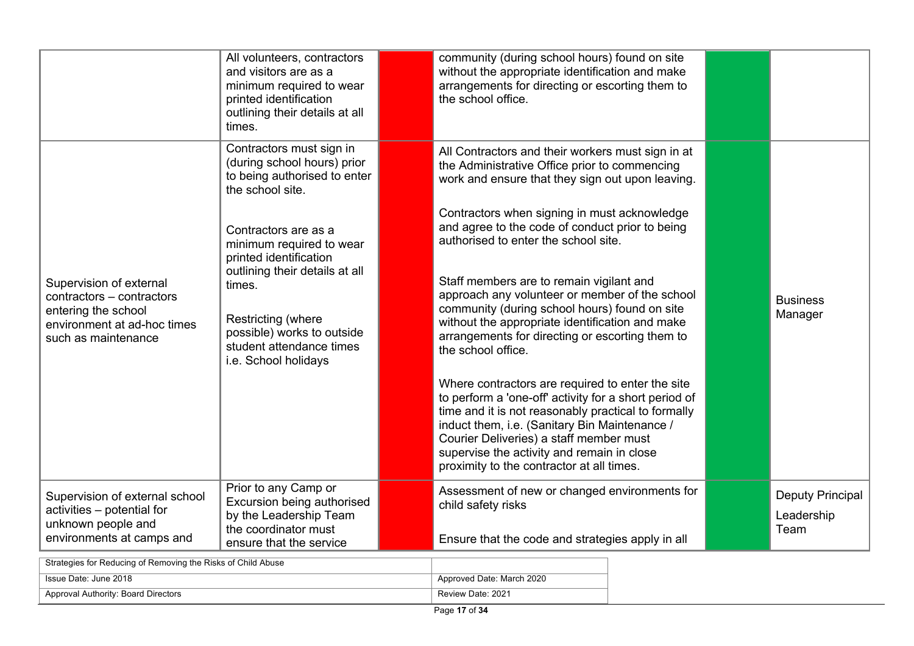| | | | | | |
|---|---|---|---|---|---|
| | All volunteers, contractors and visitors are as a minimum required to wear printed identification outlining their details at all times. | | community (during school hours) found on site without the appropriate identification and make arrangements for directing or escorting them to the school office. | | |
| Supervision of external contractors – contractors entering the school environment at ad-hoc times such as maintenance | Contractors must sign in (during school hours) prior to being authorised to enter the school site.<br><br>Contractors are as a minimum required to wear printed identification outlining their details at all times.<br><br>Restricting (where possible) works to outside student attendance times i.e. School holidays | | All Contractors and their workers must sign in at the Administrative Office prior to commencing work and ensure that they sign out upon leaving.<br><br>Contractors when signing in must acknowledge and agree to the code of conduct prior to being authorised to enter the school site.<br><br>Staff members are to remain vigilant and approach any volunteer or member of the school community (during school hours) found on site without the appropriate identification and make arrangements for directing or escorting them to the school office.<br><br>Where contractors are required to enter the site to perform a 'one-off' activity for a short period of time and it is not reasonably practical to formally induct them, i.e. (Sanitary Bin Maintenance / Courier Deliveries) a staff member must supervise the activity and remain in close proximity to the contractor at all times. | | Business Manager |
| Supervision of external school activities – potential for unknown people and environments at camps and | Prior to any Camp or Excursion being authorised by the Leadership Team the coordinator must ensure that the service | | Assessment of new or changed environments for child safety risks<br><br>Ensure that the code and strategies apply in all | | Deputy Principal<br>Leadership Team |

| | |
|---|---|
| Strategies for Reducing of Removing the Risks of Child Abuse | |
| Issue Date: June 2018 | Approved Date: March 2020 |
| Approval Authority: Board Directors | Review Date: 2021 |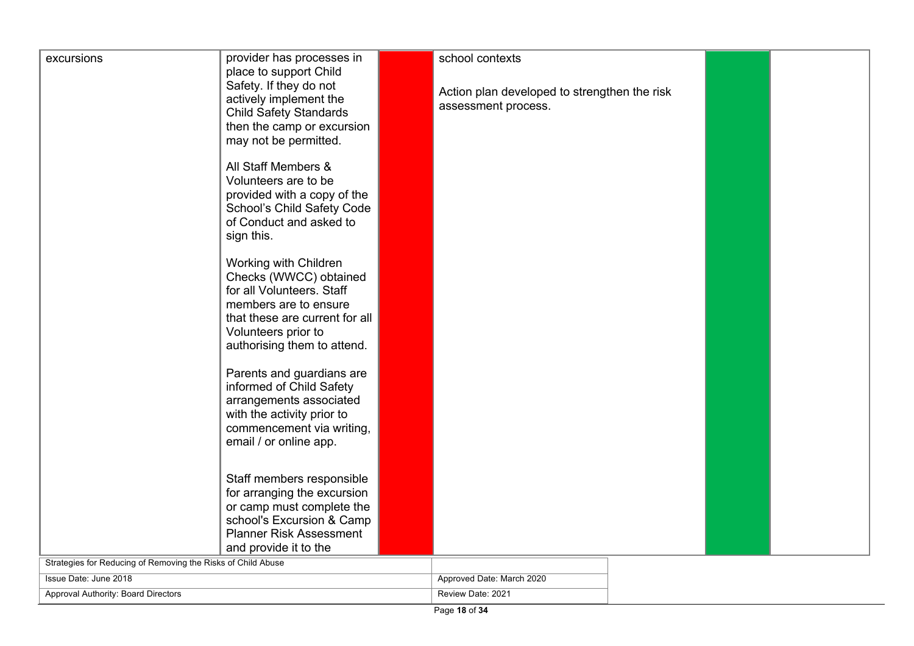| | | | | | |
|---|---|---|---|---|---|
| excursions | provider has processes in place to support Child Safety. If they do not actively implement the Child Safety Standards then the camp or excursion may not be permitted.<br><br>All Staff Members & Volunteers are to be provided with a copy of the School's Child Safety Code of Conduct and asked to sign this.<br><br>Working with Children Checks (WWCC) obtained for all Volunteers. Staff members are to ensure that these are current for all Volunteers prior to authorising them to attend.<br><br>Parents and guardians are informed of Child Safety arrangements associated with the activity prior to commencement via writing, email / or online app.<br><br>Staff members responsible for arranging the excursion or camp must complete the school's Excursion & Camp Planner Risk Assessment and provide it to the | | school contexts<br><br>Action plan developed to strengthen the risk assessment process. | | |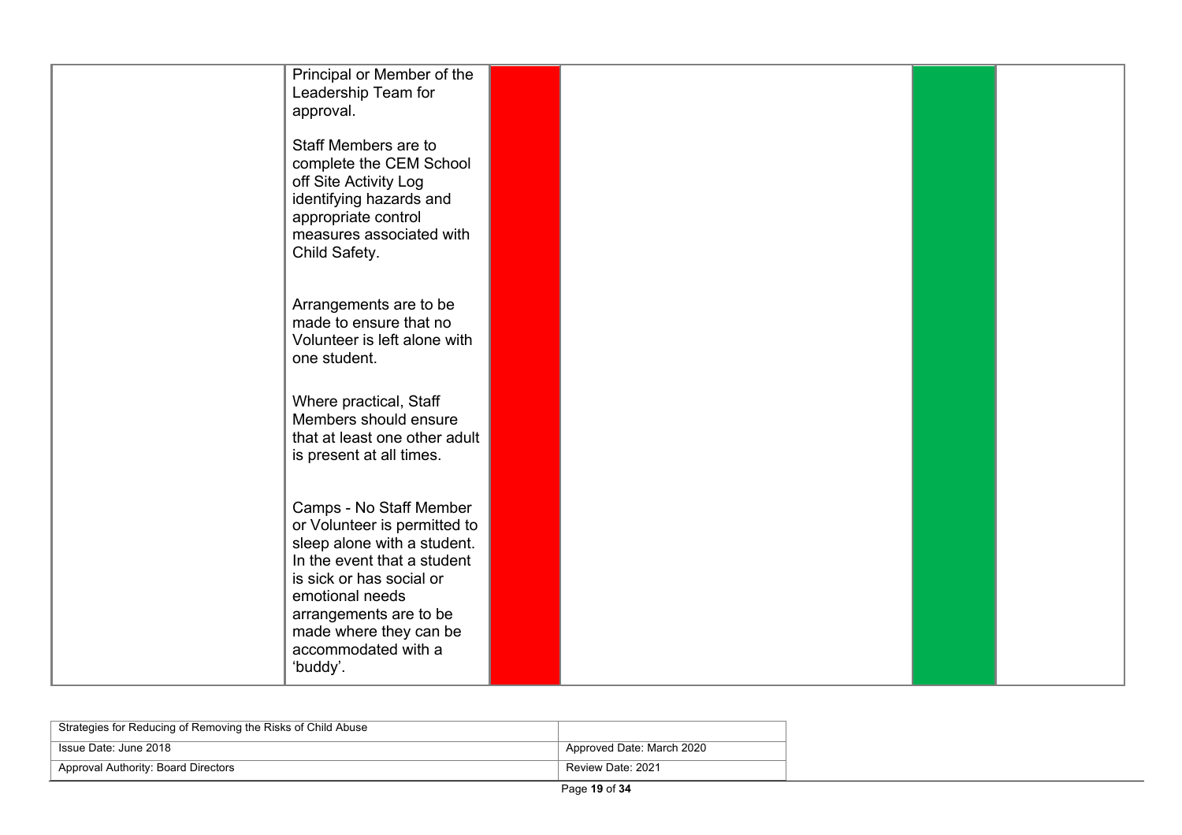|  | Principal or Member of the Leadership Team for approval.<br><br>Staff Members are to complete the CEM School off Site Activity Log identifying hazards and appropriate control measures associated with Child Safety.<br><br>Arrangements are to be made to ensure that no Volunteer is left alone with one student.<br><br>Where practical, Staff Members should ensure that at least one other adult is present at all times.<br><br>Camps - No Staff Member or Volunteer is permitted to sleep alone with a student. In the event that a student is sick or has social or emotional needs arrangements are to be made where they can be accommodated with a 'buddy'. |  |  |  |  |
|---|---|---|---|---|---|

| Strategies for Reducing of Removing the Risks of Child Abuse | |
|---|---|
| Issue Date: June 2018 | Approved Date: March 2020 |
| Approval Authority: Board Directors | Review Date: 2021 |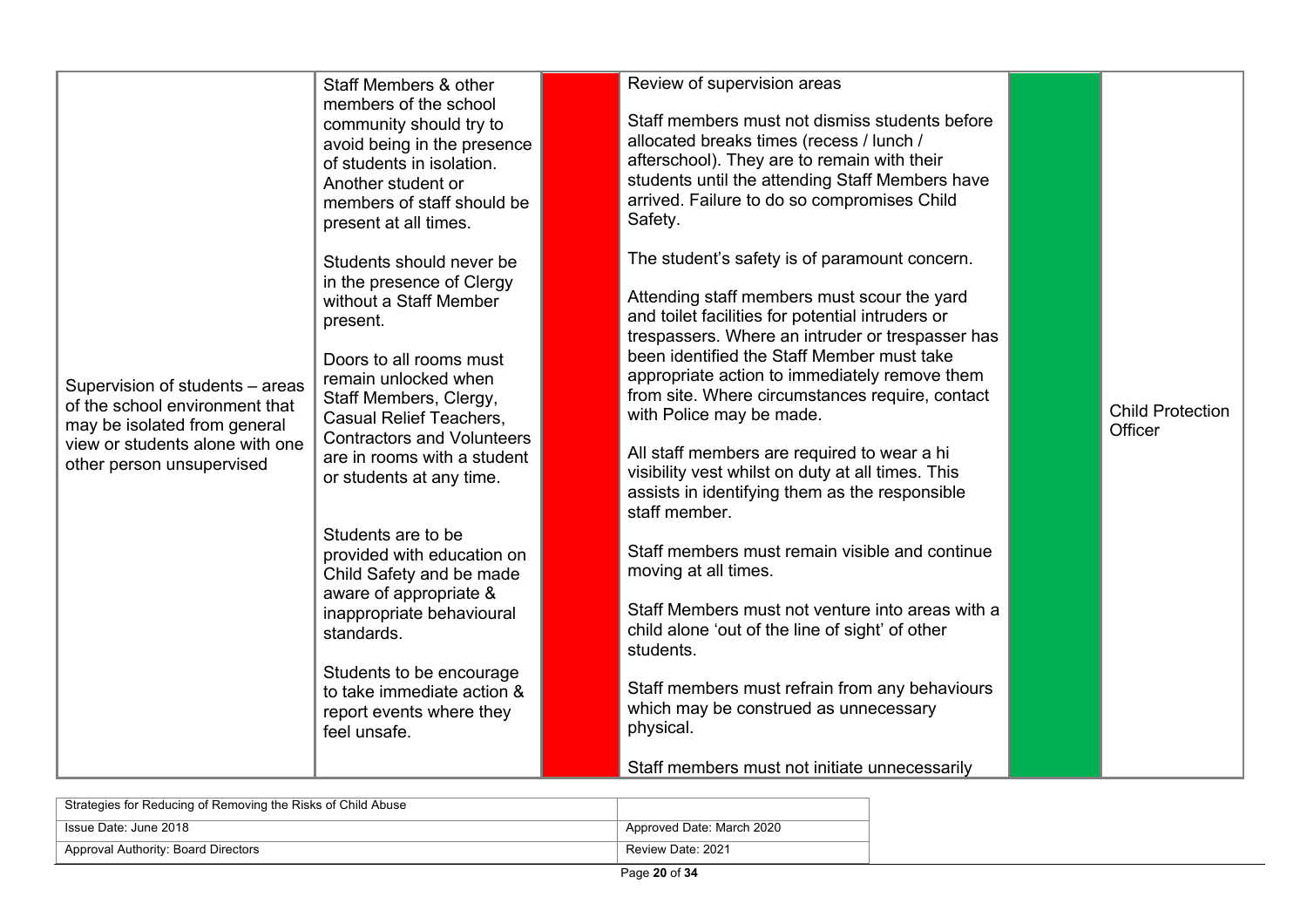| | | | | | |
|---|---|---|---|---|---|
| Supervision of students – areas of the school environment that may be isolated from general view or students alone with one other person unsupervised | Staff Members & other members of the school community should try to avoid being in the presence of students in isolation. Another student or members of staff should be present at all times.<br><br>Students should never be in the presence of Clergy without a Staff Member present.<br><br>Doors to all rooms must remain unlocked when Staff Members, Clergy, Casual Relief Teachers, Contractors and Volunteers are in rooms with a student or students at any time.<br><br>Students are to be provided with education on Child Safety and be made aware of appropriate & inappropriate behavioural standards.<br><br>Students to be encourage to take immediate action & report events where they feel unsafe. | | Review of supervision areas<br><br>Staff members must not dismiss students before allocated breaks times (recess / lunch / afterschool). They are to remain with their students until the attending Staff Members have arrived. Failure to do so compromises Child Safety.<br><br>The student's safety is of paramount concern.<br><br>Attending staff members must scour the yard and toilet facilities for potential intruders or trespassers. Where an intruder or trespasser has been identified the Staff Member must take appropriate action to immediately remove them from site. Where circumstances require, contact with Police may be made.<br><br>All staff members are required to wear a hi visibility vest whilst on duty at all times. This assists in identifying them as the responsible staff member.<br><br>Staff members must remain visible and continue moving at all times.<br><br>Staff Members must not venture into areas with a child alone 'out of the line of sight' of other students.<br><br>Staff members must refrain from any behaviours which may be construed as unnecessary physical.<br><br>Staff members must not initiate unnecessarily | | Child Protection Officer |

| Strategies for Reducing of Removing the Risks of Child Abuse | |
|---|---|
| Issue Date: June 2018 | Approved Date: March 2020 |
| Approval Authority: Board Directors | Review Date: 2021 |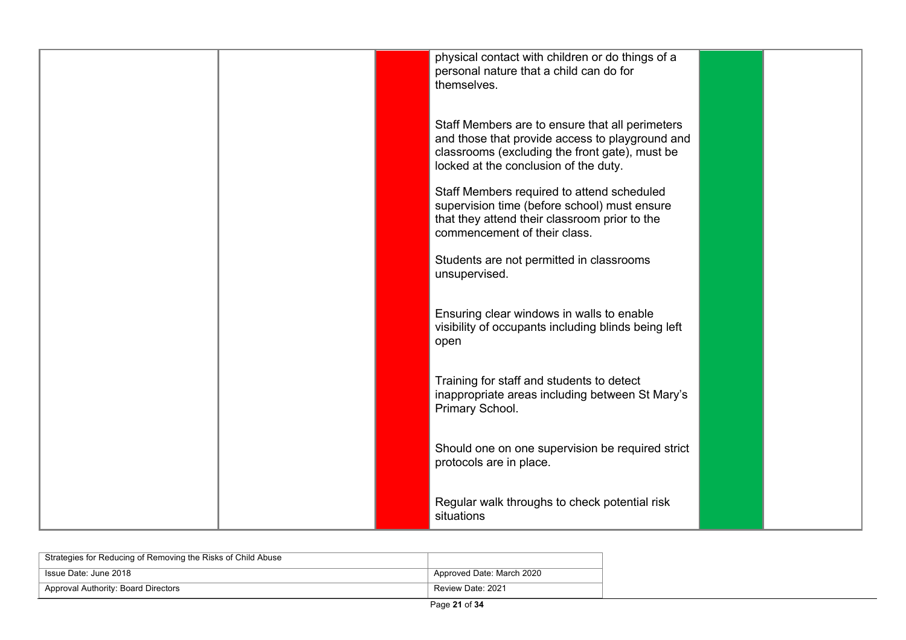| | | | | | |
|---|---|---|---|---|---|
| | | | physical contact with children or do things of a personal nature that a child can do for themselves.<br><br>Staff Members are to ensure that all perimeters and those that provide access to playground and classrooms (excluding the front gate), must be locked at the conclusion of the duty.<br><br>Staff Members required to attend scheduled supervision time (before school) must ensure that they attend their classroom prior to the commencement of their class.<br><br>Students are not permitted in classrooms unsupervised.<br><br>Ensuring clear windows in walls to enable visibility of occupants including blinds being left open<br><br>Training for staff and students to detect inappropriate areas including between St Mary's Primary School.<br><br>Should one on one supervision be required strict protocols are in place.<br><br>Regular walk throughs to check potential risk situations | | |

| Strategies for Reducing of Removing the Risks of Child Abuse | |
|---|---|
| Issue Date: June 2018 | Approved Date: March 2020 |
| Approval Authority: Board Directors | Review Date: 2021 |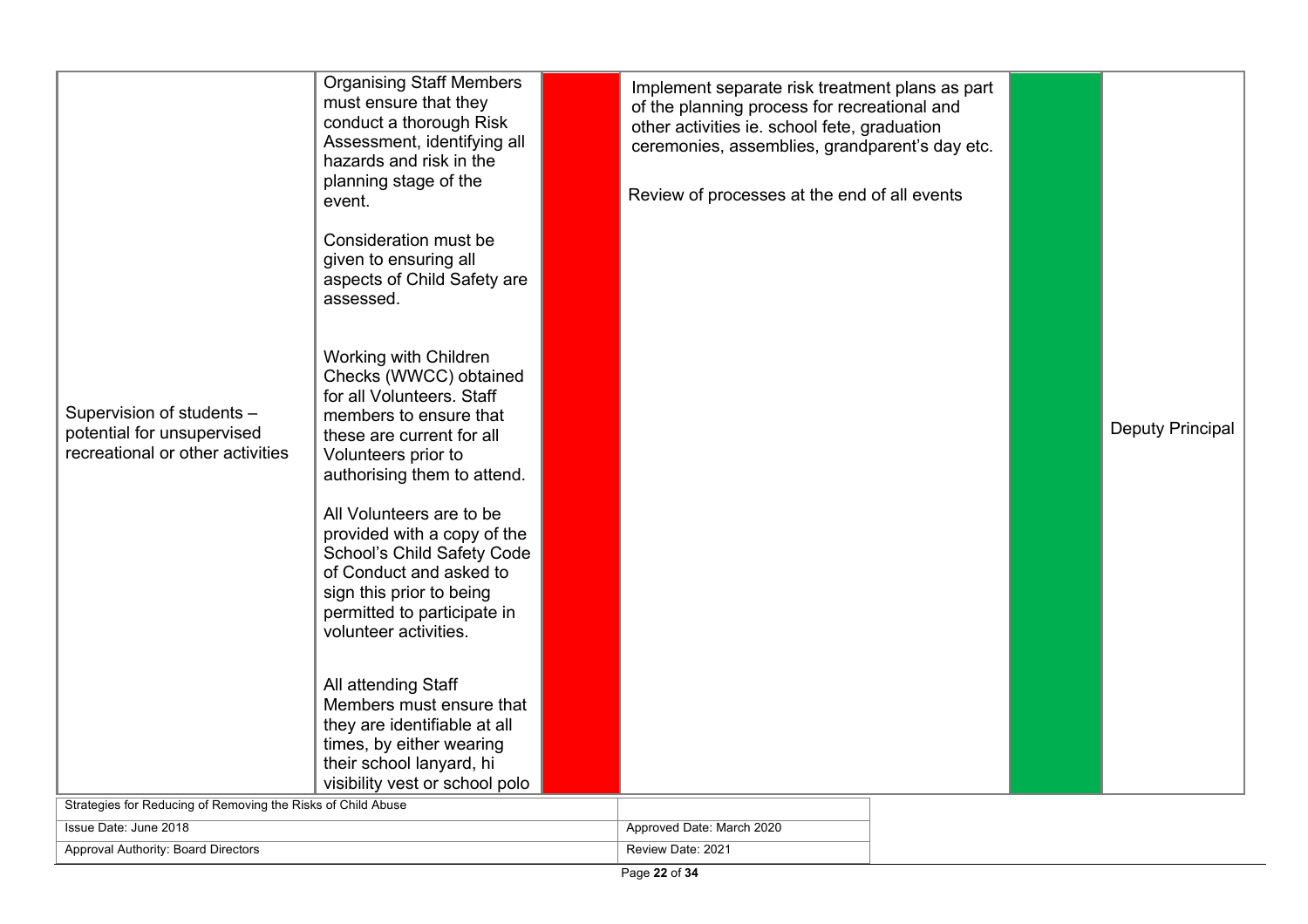| | | | | | |
|---|---|---|---|---|---|
| Supervision of students – potential for unsupervised recreational or other activities | Organising Staff Members must ensure that they conduct a thorough Risk Assessment, identifying all hazards and risk in the planning stage of the event.<br><br>Consideration must be given to ensuring all aspects of Child Safety are assessed.<br><br>Working with Children Checks (WWCC) obtained for all Volunteers. Staff members to ensure that these are current for all Volunteers prior to authorising them to attend.<br><br>All Volunteers are to be provided with a copy of the School's Child Safety Code of Conduct and asked to sign this prior to being permitted to participate in volunteer activities.<br><br>All attending Staff Members must ensure that they are identifiable at all times, by either wearing their school lanyard, hi visibility vest or school polo | | Implement separate risk treatment plans as part of the planning process for recreational and other activities ie. school fete, graduation ceremonies, assemblies, grandparent's day etc.<br><br>Review of processes at the end of all events | | Deputy Principal |

| | |
|---|---|
| Strategies for Reducing of Removing the Risks of Child Abuse | |
| Issue Date: June 2018 | Approved Date: March 2020 |
| Approval Authority: Board Directors | Review Date: 2021 |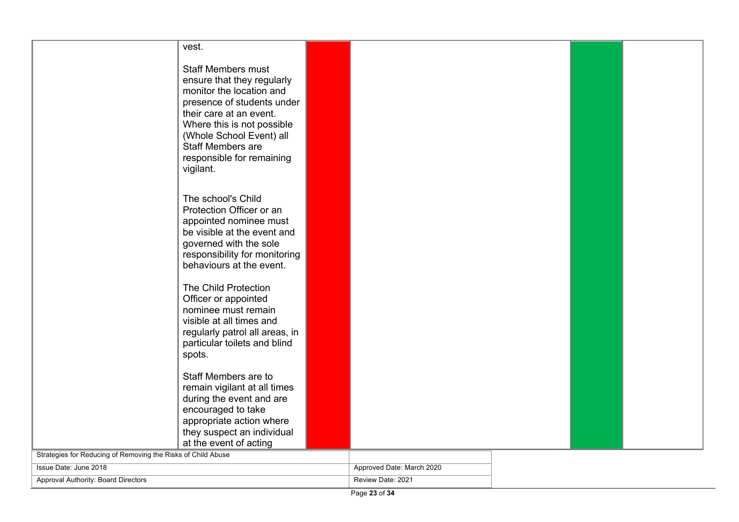| | | | | | |
|---|---|---|---|---|---|
| | vest.<br><br>Staff Members must ensure that they regularly monitor the location and presence of students under their care at an event. Where this is not possible (Whole School Event) all Staff Members are responsible for remaining vigilant.<br><br>The school's Child Protection Officer or an appointed nominee must be visible at the event and governed with the sole responsibility for monitoring behaviours at the event.<br><br>The Child Protection Officer or appointed nominee must remain visible at all times and regularly patrol all areas, in particular toilets and blind spots.<br><br>Staff Members are to remain vigilant at all times during the event and are encouraged to take appropriate action where they suspect an individual at the event of acting | | | | |

| Strategies for Reducing of Removing the Risks of Child Abuse | |
|---|---|
| Issue Date: June 2018 | Approved Date: March 2020 |
| Approval Authority: Board Directors | Review Date: 2021 |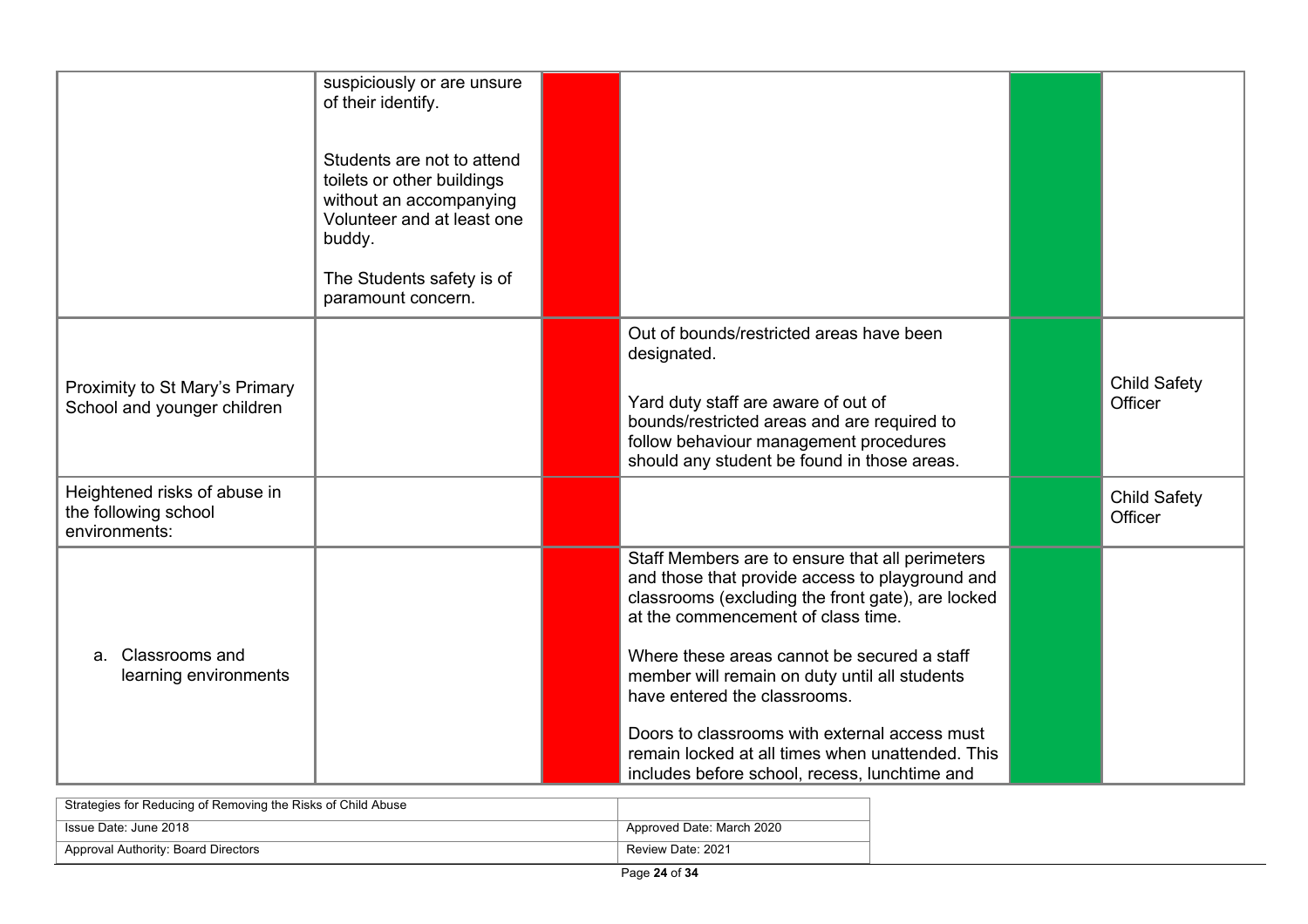| | | | | | |
|---|---|---|---|---|---|
| | suspiciously or are unsure of their identify.<br><br>Students are not to attend toilets or other buildings without an accompanying Volunteer and at least one buddy.<br><br>The Students safety is of paramount concern. | | | | |
| Proximity to St Mary's Primary School and younger children | | | Out of bounds/restricted areas have been designated.<br><br>Yard duty staff are aware of out of bounds/restricted areas and are required to follow behaviour management procedures should any student be found in those areas. | | Child Safety Officer |
| Heightened risks of abuse in the following school environments: | | | | | Child Safety Officer |
| a. Classrooms and learning environments | | | Staff Members are to ensure that all perimeters and those that provide access to playground and classrooms (excluding the front gate), are locked at the commencement of class time.<br><br>Where these areas cannot be secured a staff member will remain on duty until all students have entered the classrooms.<br><br>Doors to classrooms with external access must remain locked at all times when unattended. This includes before school, recess, lunchtime and | | |

| Strategies for Reducing of Removing the Risks of Child Abuse | |
|---|---|
| Issue Date: June 2018 | Approved Date: March 2020 |
| Approval Authority: Board Directors | Review Date: 2021 |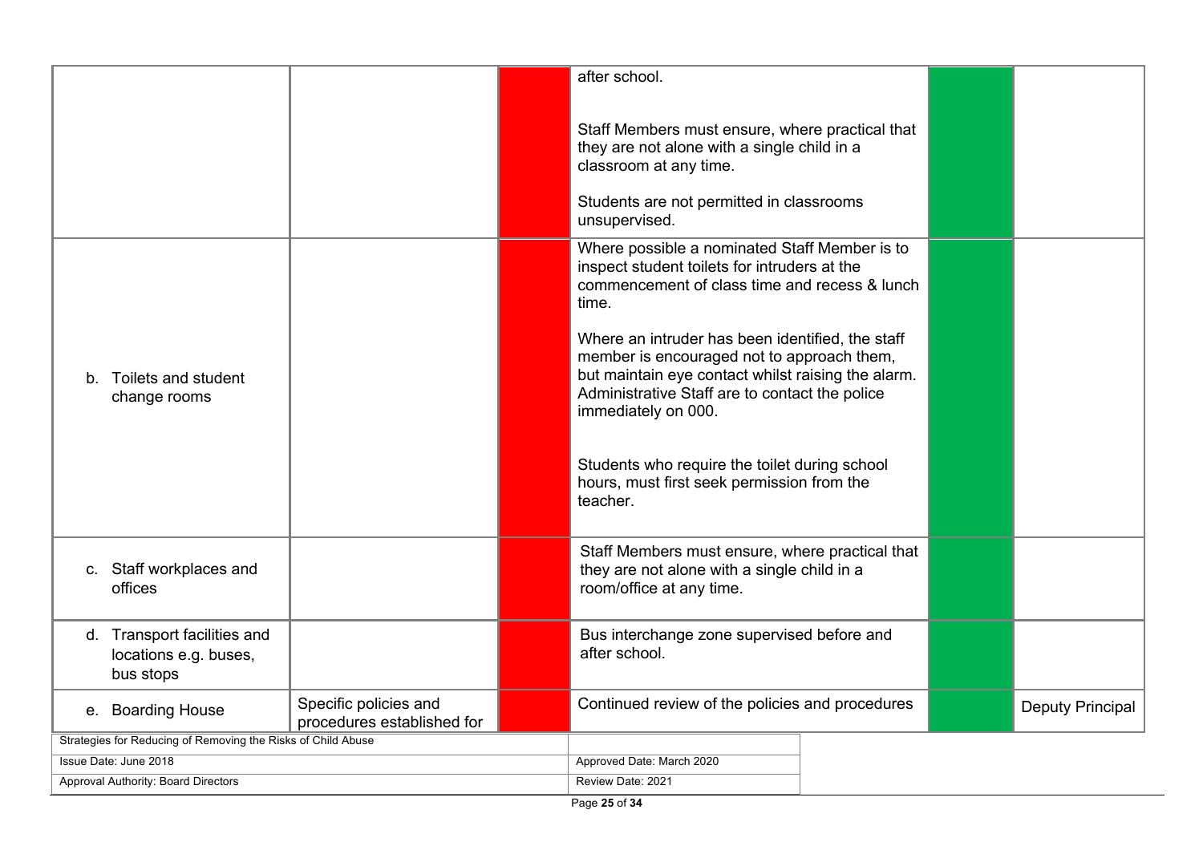| | | | | | |
|---|---|---|---|---|---|
| | | | after school.<br><br>Staff Members must ensure, where practical that they are not alone with a single child in a classroom at any time.<br><br>Students are not permitted in classrooms unsupervised. | | |
| b. Toilets and student change rooms | | | Where possible a nominated Staff Member is to inspect student toilets for intruders at the commencement of class time and recess & lunch time.<br><br>Where an intruder has been identified, the staff member is encouraged not to approach them, but maintain eye contact whilst raising the alarm. Administrative Staff are to contact the police immediately on 000.<br><br>Students who require the toilet during school hours, must first seek permission from the teacher. | | |
| c. Staff workplaces and offices | | | Staff Members must ensure, where practical that they are not alone with a single child in a room/office at any time. | | |
| d. Transport facilities and locations e.g. buses, bus stops | | | Bus interchange zone supervised before and after school. | | |
| e. Boarding House | Specific policies and procedures established for | | Continued review of the policies and procedures | | Deputy Principal |

| | |
|---|---|
| Strategies for Reducing of Removing the Risks of Child Abuse | |
| Issue Date: June 2018 | Approved Date: March 2020 |
| Approval Authority: Board Directors | Review Date: 2021 |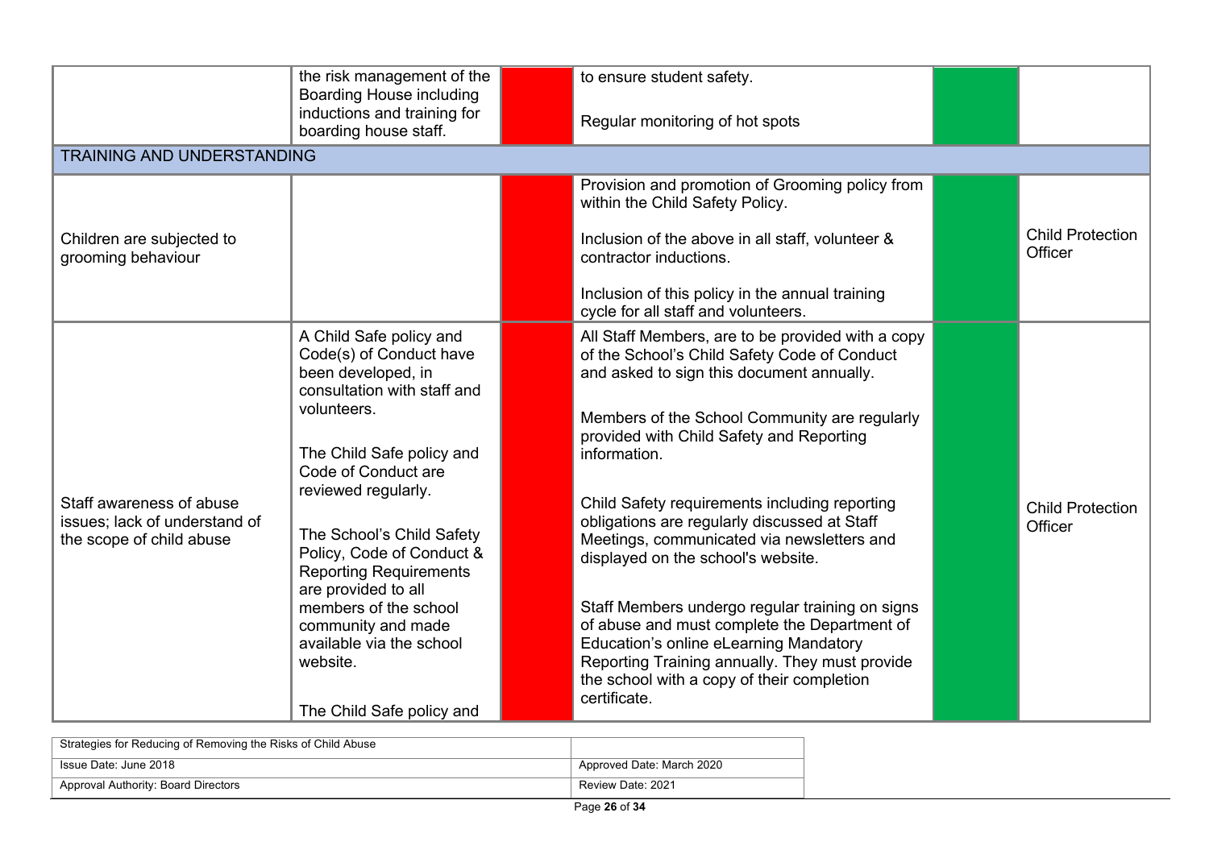| | | | | | |
|---|---|---|---|---|---|
| | the risk management of the Boarding House including inductions and training for boarding house staff. | | to ensure student safety.<br><br>Regular monitoring of hot spots | | |
| TRAINING AND UNDERSTANDING | | | | | |
| Children are subjected to grooming behaviour | | | Provision and promotion of Grooming policy from within the Child Safety Policy.<br><br>Inclusion of the above in all staff, volunteer & contractor inductions.<br><br>Inclusion of this policy in the annual training cycle for all staff and volunteers. | | Child Protection Officer |
| Staff awareness of abuse issues; lack of understand of the scope of child abuse | A Child Safe policy and Code(s) of Conduct have been developed, in consultation with staff and volunteers.<br><br>The Child Safe policy and Code of Conduct are reviewed regularly.<br><br>The School's Child Safety Policy, Code of Conduct & Reporting Requirements are provided to all members of the school community and made available via the school website.<br><br>The Child Safe policy and | | All Staff Members, are to be provided with a copy of the School's Child Safety Code of Conduct and asked to sign this document annually.<br><br>Members of the School Community are regularly provided with Child Safety and Reporting information.<br><br>Child Safety requirements including reporting obligations are regularly discussed at Staff Meetings, communicated via newsletters and displayed on the school's website.<br><br>Staff Members undergo regular training on signs of abuse and must complete the Department of Education's online eLearning Mandatory Reporting Training annually. They must provide the school with a copy of their completion certificate. | | Child Protection Officer |

| Strategies for Reducing of Removing the Risks of Child Abuse | |
|---|---|
| Issue Date: June 2018 | Approved Date: March 2020 |
| Approval Authority: Board Directors | Review Date: 2021 |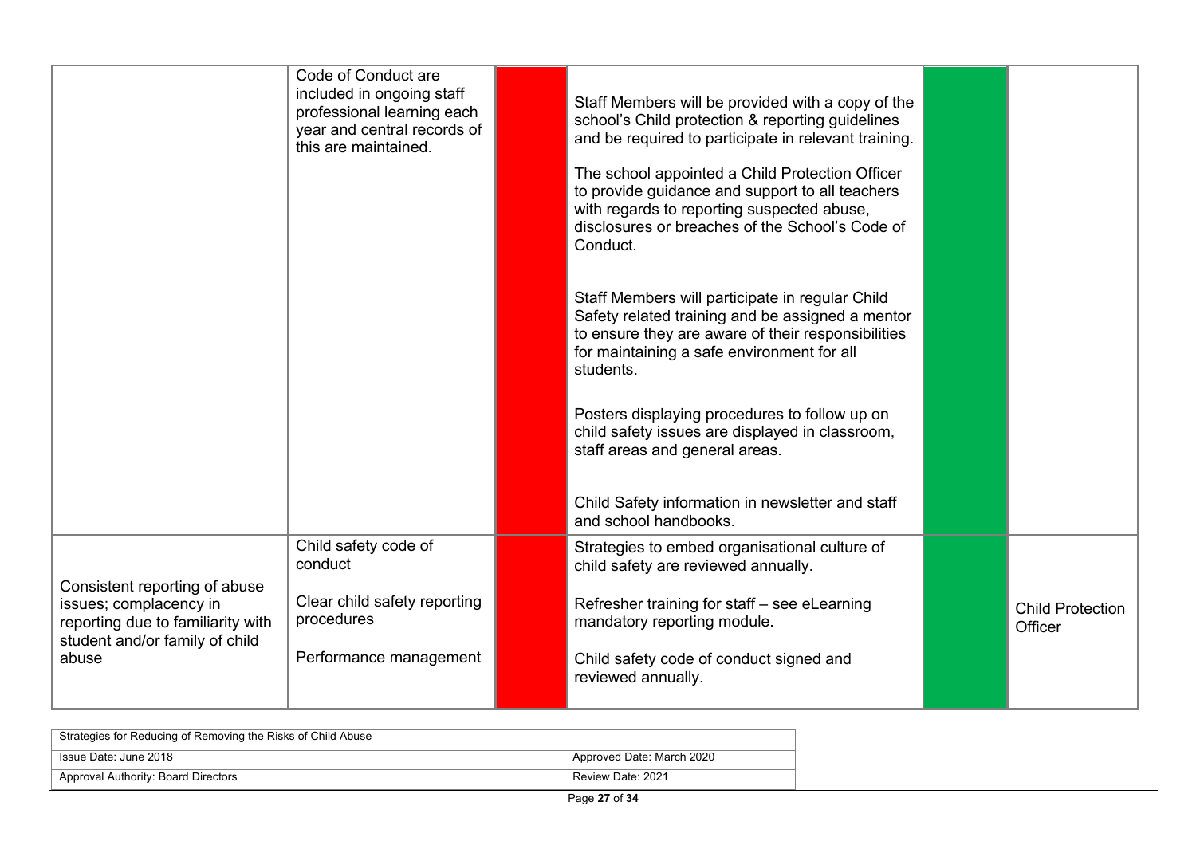| | | | | | |
|---|---|---|---|---|---|
| | Code of Conduct are included in ongoing staff professional learning each year and central records of this are maintained. | | Staff Members will be provided with a copy of the school's Child protection & reporting guidelines and be required to participate in relevant training.<br><br>The school appointed a Child Protection Officer to provide guidance and support to all teachers with regards to reporting suspected abuse, disclosures or breaches of the School's Code of Conduct.<br><br>Staff Members will participate in regular Child Safety related training and be assigned a mentor to ensure they are aware of their responsibilities for maintaining a safe environment for all students.<br><br>Posters displaying procedures to follow up on child safety issues are displayed in classroom, staff areas and general areas.<br><br>Child Safety information in newsletter and staff and school handbooks. | | |
| Consistent reporting of abuse issues; complacency in reporting due to familiarity with student and/or family of child abuse | Child safety code of conduct<br><br>Clear child safety reporting procedures<br><br>Performance management | | Strategies to embed organisational culture of child safety are reviewed annually.<br><br>Refresher training for staff – see eLearning mandatory reporting module.<br><br>Child safety code of conduct signed and reviewed annually. | | Child Protection Officer |

| | |
|---|---|
| Strategies for Reducing of Removing the Risks of Child Abuse | |
| Issue Date: June 2018 | Approved Date: March 2020 |
| Approval Authority: Board Directors | Review Date: 2021 |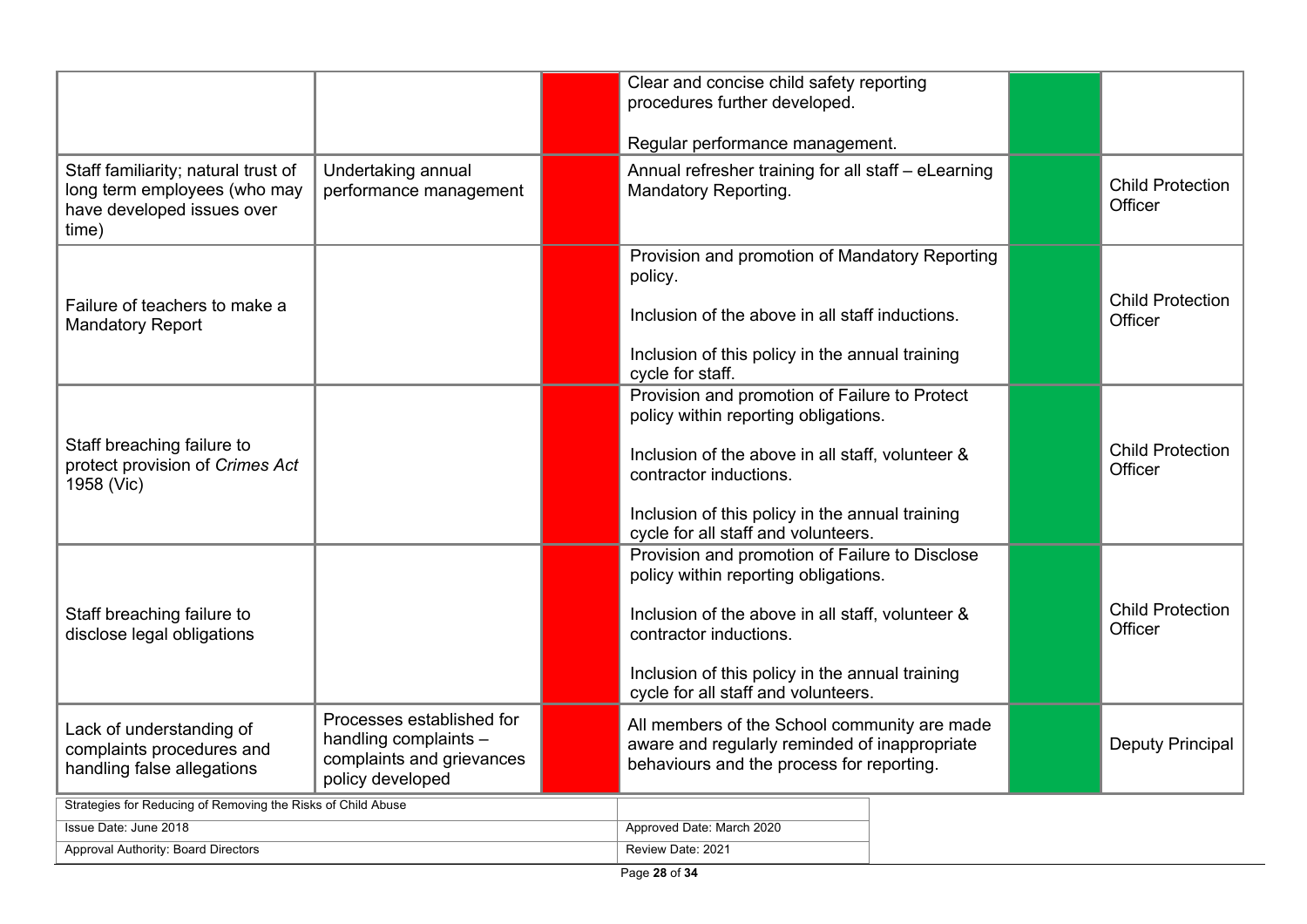| | | | | | |
|---|---|---|---|---|---|
| | | | Clear and concise child safety reporting procedures further developed.<br><br>Regular performance management. | | |
| Staff familiarity; natural trust of long term employees (who may have developed issues over time) | Undertaking annual performance management | | Annual refresher training for all staff – eLearning Mandatory Reporting. | | Child Protection Officer |
| Failure of teachers to make a Mandatory Report | | | Provision and promotion of Mandatory Reporting policy.<br><br>Inclusion of the above in all staff inductions.<br><br>Inclusion of this policy in the annual training cycle for staff. | | Child Protection Officer |
| Staff breaching failure to protect provision of *Crimes Act* 1958 (Vic) | | | Provision and promotion of Failure to Protect policy within reporting obligations.<br><br>Inclusion of the above in all staff, volunteer & contractor inductions.<br><br>Inclusion of this policy in the annual training cycle for all staff and volunteers. | | Child Protection Officer |
| Staff breaching failure to disclose legal obligations | | | Provision and promotion of Failure to Disclose policy within reporting obligations.<br><br>Inclusion of the above in all staff, volunteer & contractor inductions.<br><br>Inclusion of this policy in the annual training cycle for all staff and volunteers. | | Child Protection Officer |
| Lack of understanding of complaints procedures and handling false allegations | Processes established for handling complaints – complaints and grievances policy developed | | All members of the School community are made aware and regularly reminded of inappropriate behaviours and the process for reporting. | | Deputy Principal |

| Strategies for Reducing of Removing the Risks of Child Abuse | |
|---|---|
| Issue Date: June 2018 | Approved Date: March 2020 |
| Approval Authority: Board Directors | Review Date: 2021 |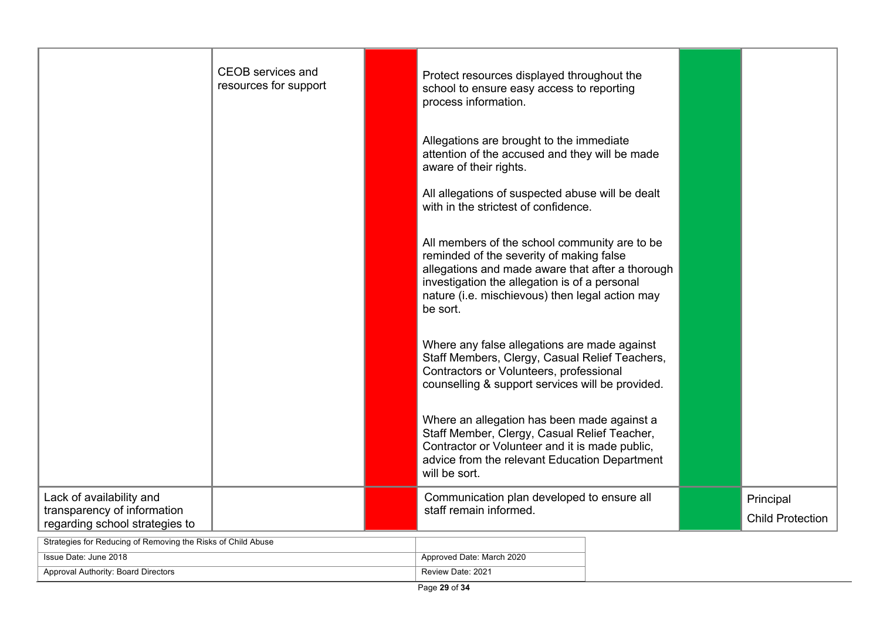| | | | | | |
|---|---|---|---|---|---|
| | CEOB services and resources for support | | Protect resources displayed throughout the school to ensure easy access to reporting process information.<br><br>Allegations are brought to the immediate attention of the accused and they will be made aware of their rights.<br><br>All allegations of suspected abuse will be dealt with in the strictest of confidence.<br><br>All members of the school community are to be reminded of the severity of making false allegations and made aware that after a thorough investigation the allegation is of a personal nature (i.e. mischievous) then legal action may be sort.<br><br>Where any false allegations are made against Staff Members, Clergy, Casual Relief Teachers, Contractors or Volunteers, professional counselling & support services will be provided.<br><br>Where an allegation has been made against a Staff Member, Clergy, Casual Relief Teacher, Contractor or Volunteer and it is made public, advice from the relevant Education Department will be sort. | | |
| Lack of availability and transparency of information regarding school strategies to | | | Communication plan developed to ensure all staff remain informed. | | Principal<br><br>Child Protection |

| | |
|---|---|
| Strategies for Reducing of Removing the Risks of Child Abuse | |
| Issue Date: June 2018 | Approved Date: March 2020 |
| Approval Authority: Board Directors | Review Date: 2021 |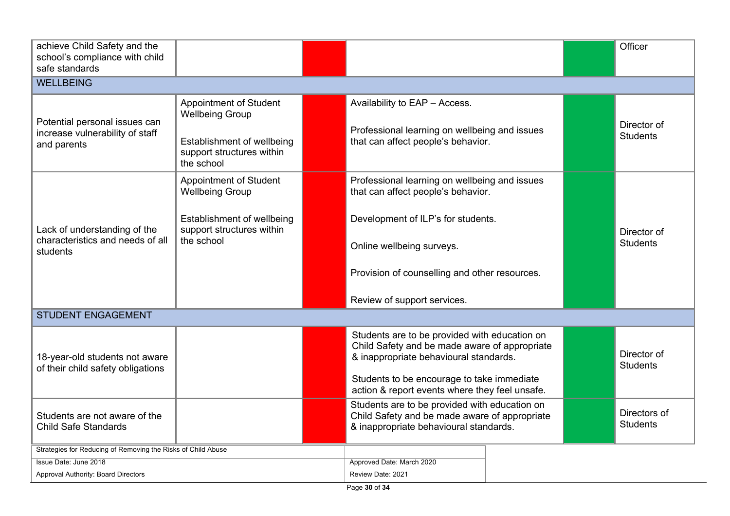| | | | | | |
|---|---|---|---|---|---|
| achieve Child Safety and the school's compliance with child safe standards | | | | | Officer |
| **WELLBEING** | | | | | |
| Potential personal issues can increase vulnerability of staff and parents | Appointment of Student Wellbeing Group<br><br>Establishment of wellbeing support structures within the school | | Availability to EAP – Access.<br><br>Professional learning on wellbeing and issues that can affect people's behavior. | | Director of Students |
| Lack of understanding of the characteristics and needs of all students | Appointment of Student Wellbeing Group<br><br>Establishment of wellbeing support structures within the school | | Professional learning on wellbeing and issues that can affect people's behavior.<br><br>Development of ILP's for students.<br><br>Online wellbeing surveys.<br><br>Provision of counselling and other resources.<br><br>Review of support services. | | Director of Students |
| **STUDENT ENGAGEMENT** | | | | | |
| 18-year-old students not aware of their child safety obligations | | | Students are to be provided with education on Child Safety and be made aware of appropriate & inappropriate behavioural standards.<br><br>Students to be encourage to take immediate action & report events where they feel unsafe. | | Director of Students |
| Students are not aware of the Child Safe Standards | | | Students are to be provided with education on Child Safety and be made aware of appropriate & inappropriate behavioural standards. | | Directors of Students |

| | |
|---|---|
| Strategies for Reducing of Removing the Risks of Child Abuse | |
| Issue Date: June 2018 | Approved Date: March 2020 |
| Approval Authority: Board Directors | Review Date: 2021 |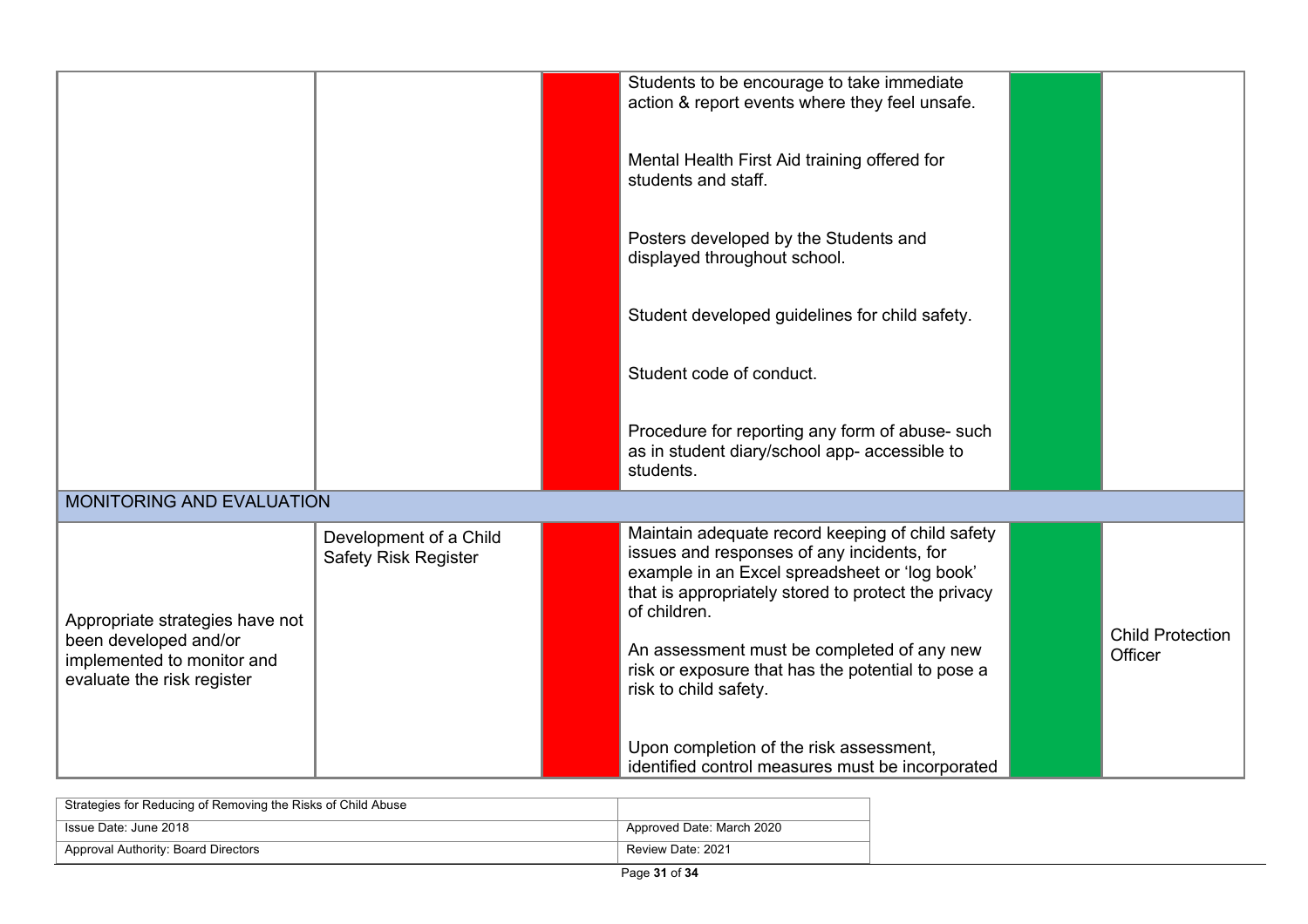| | | | | | |
|---|---|---|---|---|---|
| | | | Students to be encourage to take immediate action & report events where they feel unsafe.<br><br>Mental Health First Aid training offered for students and staff.<br><br>Posters developed by the Students and displayed throughout school.<br><br>Student developed guidelines for child safety.<br><br>Student code of conduct.<br><br>Procedure for reporting any form of abuse- such as in student diary/school app- accessible to students. | | |
| MONITORING AND EVALUATION | | | | | |
| Appropriate strategies have not been developed and/or implemented to monitor and evaluate the risk register | Development of a Child Safety Risk Register | | Maintain adequate record keeping of child safety issues and responses of any incidents, for example in an Excel spreadsheet or 'log book' that is appropriately stored to protect the privacy of children.<br><br>An assessment must be completed of any new risk or exposure that has the potential to pose a risk to child safety.<br><br>Upon completion of the risk assessment, identified control measures must be incorporated | | Child Protection Officer |

| | |
|---|---|
| Strategies for Reducing of Removing the Risks of Child Abuse | |
| Issue Date: June 2018 | Approved Date: March 2020 |
| Approval Authority: Board Directors | Review Date: 2021 |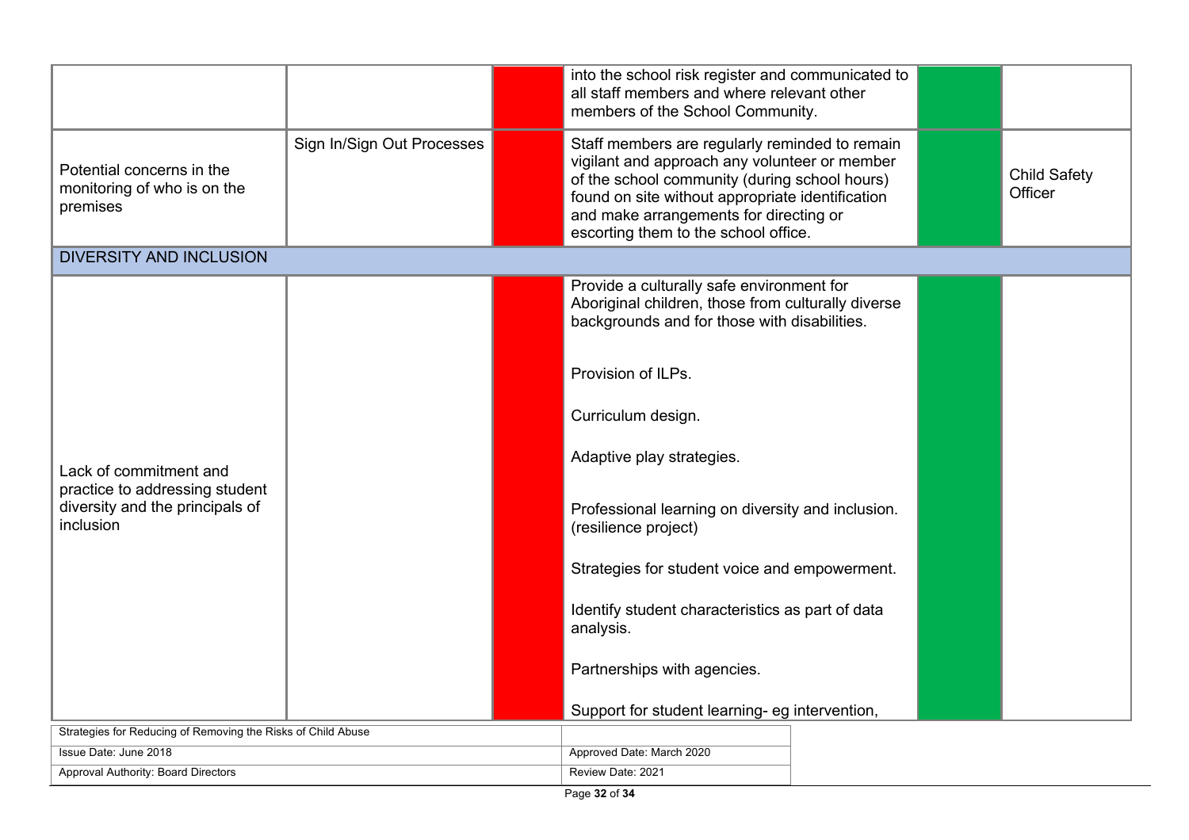| | | | | | |
|---|---|---|---|---|---|
| | | | into the school risk register and communicated to all staff members and where relevant other members of the School Community. | | |
| Potential concerns in the monitoring of who is on the premises | Sign In/Sign Out Processes | | Staff members are regularly reminded to remain vigilant and approach any volunteer or member of the school community (during school hours) found on site without appropriate identification and make arrangements for directing or escorting them to the school office. | | Child Safety Officer |
| DIVERSITY AND INCLUSION | | | | | |
| Lack of commitment and practice to addressing student diversity and the principals of inclusion | | | Provide a culturally safe environment for Aboriginal children, those from culturally diverse backgrounds and for those with disabilities.<br><br>Provision of ILPs.<br><br>Curriculum design.<br><br>Adaptive play strategies.<br><br>Professional learning on diversity and inclusion. (resilience project)<br><br>Strategies for student voice and empowerment.<br><br>Identify student characteristics as part of data analysis.<br><br>Partnerships with agencies.<br><br>Support for student learning- eg intervention, | | |

| Strategies for Reducing of Removing the Risks of Child Abuse | |
|---|---|
| Issue Date: June 2018 | Approved Date: March 2020 |
| Approval Authority: Board Directors | Review Date: 2021 |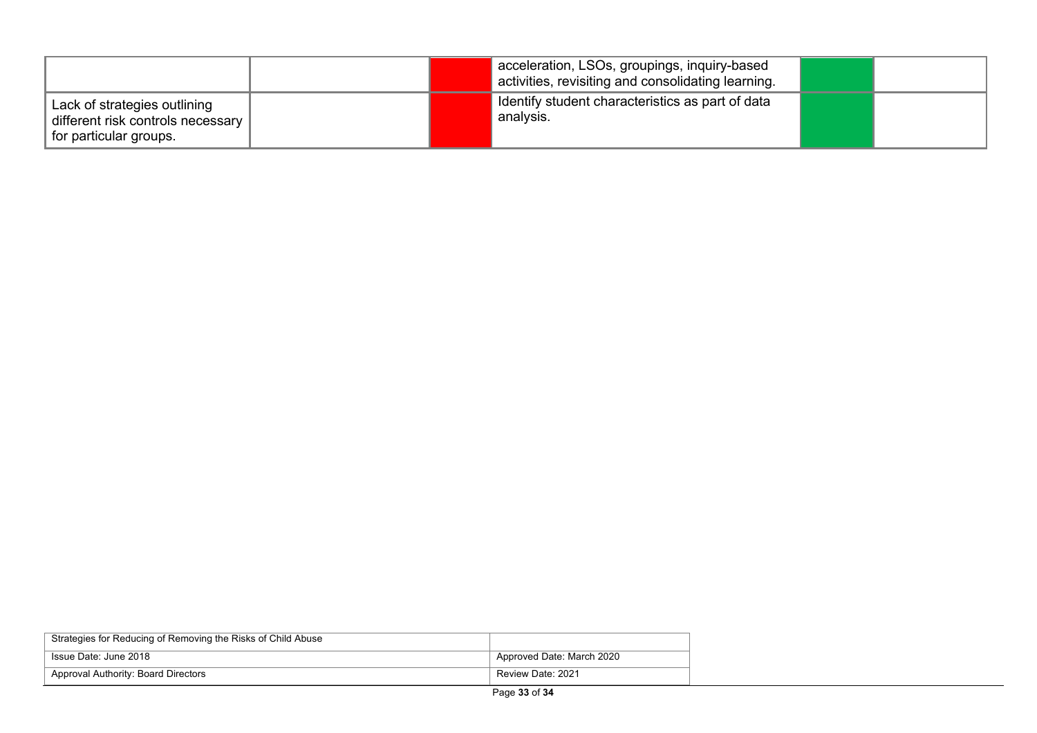| | | | | | |
|---|---|---|---|---|---|
| | | | acceleration, LSOs, groupings, inquiry-based activities, revisiting and consolidating learning. | | |
| Lack of strategies outlining different risk controls necessary for particular groups. | | | Identify student characteristics as part of data analysis. | | |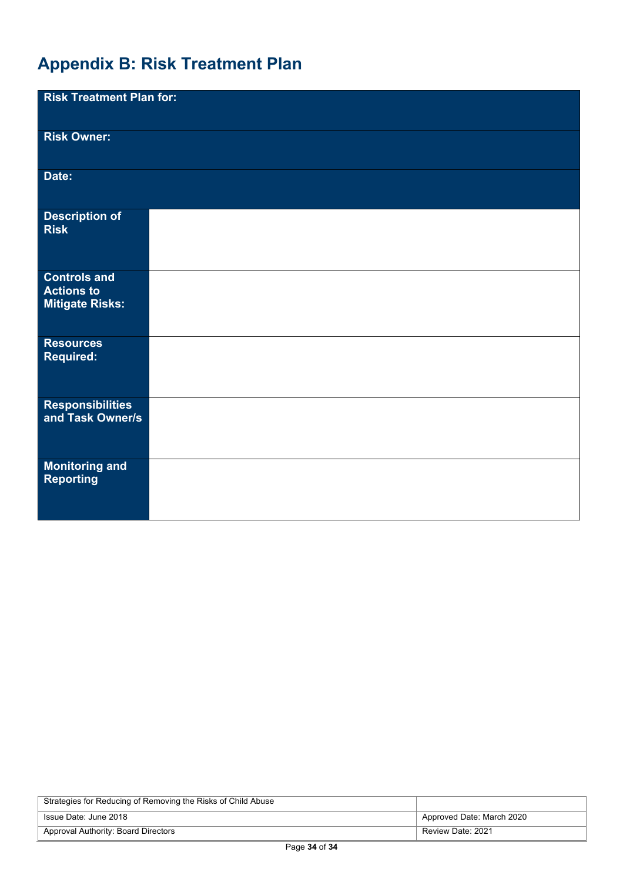## Appendix B: Risk Treatment Plan

| | |
|---|---|
| **Risk Treatment Plan for:** | |
| **Risk Owner:** | |
| **Date:** | |
| **Description of Risk** | |
| **Controls and Actions to Mitigate Risks:** | |
| **Resources Required:** | |
| **Responsibilities and Task Owner/s** | |
| **Monitoring and Reporting** | |

| | |
|---|---|
| Strategies for Reducing of Removing the Risks of Child Abuse | |
| Issue Date: June 2018 | Approved Date: March 2020 |
| Approval Authority: Board Directors | Review Date: 2021 |